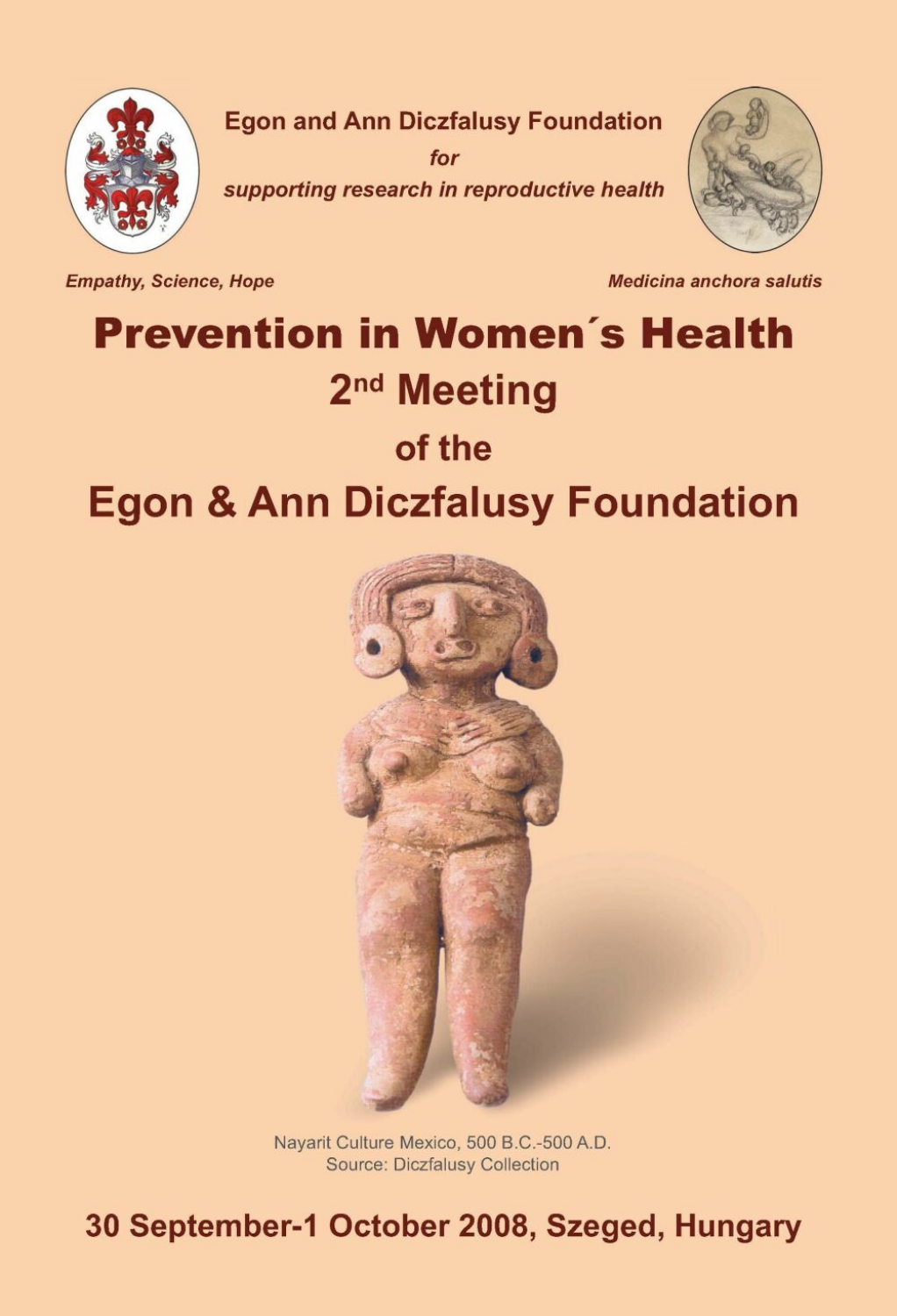**Egon and Ann Diczfalusy Foundation**

***for***

***supporting research in reproductive health***

***Empathy, Science, Hope***

***Medicina anchora salutis***

# Prevention in Women´s Health

## 2nd Meeting

## of the

## Egon & Ann Diczfalusy Foundation

Nayarit Culture Mexico, 500 B.C.-500 A.D.
Source: Diczfalusy Collection

**30 September-1 October 2008, Szeged, Hungary**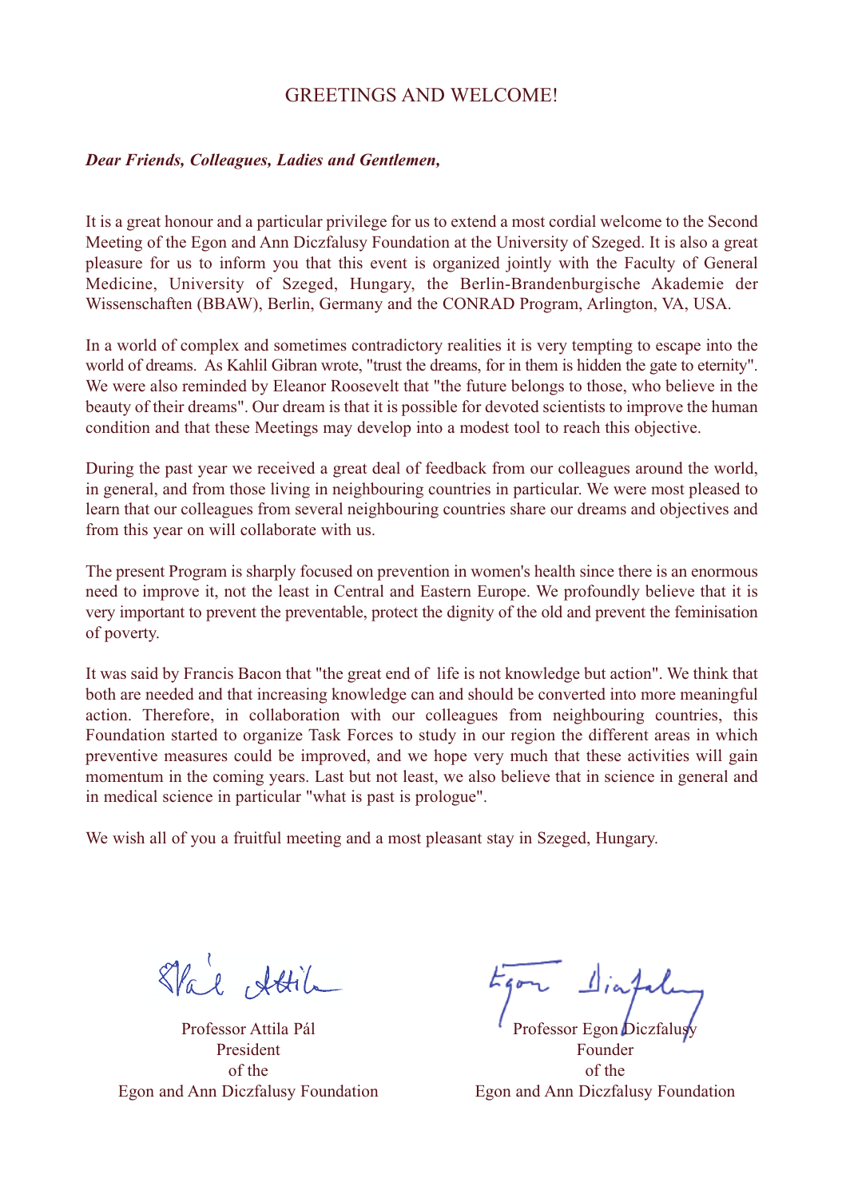# GREETINGS AND WELCOME!

***Dear Friends, Colleagues, Ladies and Gentlemen,***

It is a great honour and a particular privilege for us to extend a most cordial welcome to the Second Meeting of the Egon and Ann Diczfalusy Foundation at the University of Szeged. It is also a great pleasure for us to inform you that this event is organized jointly with the Faculty of General Medicine, University of Szeged, Hungary, the Berlin-Brandenburgische Akademie der Wissenschaften (BBAW), Berlin, Germany and the CONRAD Program, Arlington, VA, USA.

In a world of complex and sometimes contradictory realities it is very tempting to escape into the world of dreams. As Kahlil Gibran wrote, "trust the dreams, for in them is hidden the gate to eternity". We were also reminded by Eleanor Roosevelt that "the future belongs to those, who believe in the beauty of their dreams". Our dream is that it is possible for devoted scientists to improve the human condition and that these Meetings may develop into a modest tool to reach this objective.

During the past year we received a great deal of feedback from our colleagues around the world, in general, and from those living in neighbouring countries in particular. We were most pleased to learn that our colleagues from several neighbouring countries share our dreams and objectives and from this year on will collaborate with us.

The present Program is sharply focused on prevention in women's health since there is an enormous need to improve it, not the least in Central and Eastern Europe. We profoundly believe that it is very important to prevent the preventable, protect the dignity of the old and prevent the feminisation of poverty.

It was said by Francis Bacon that "the great end of life is not knowledge but action". We think that both are needed and that increasing knowledge can and should be converted into more meaningful action. Therefore, in collaboration with our colleagues from neighbouring countries, this Foundation started to organize Task Forces to study in our region the different areas in which preventive measures could be improved, and we hope very much that these activities will gain momentum in the coming years. Last but not least, we also believe that in science in general and in medical science in particular "what is past is prologue".

We wish all of you a fruitful meeting and a most pleasant stay in Szeged, Hungary.

Professor Attila Pál
President
of the
Egon and Ann Diczfalusy Foundation

Professor Egon Diczfalusy
Founder
of the
Egon and Ann Diczfalusy Foundation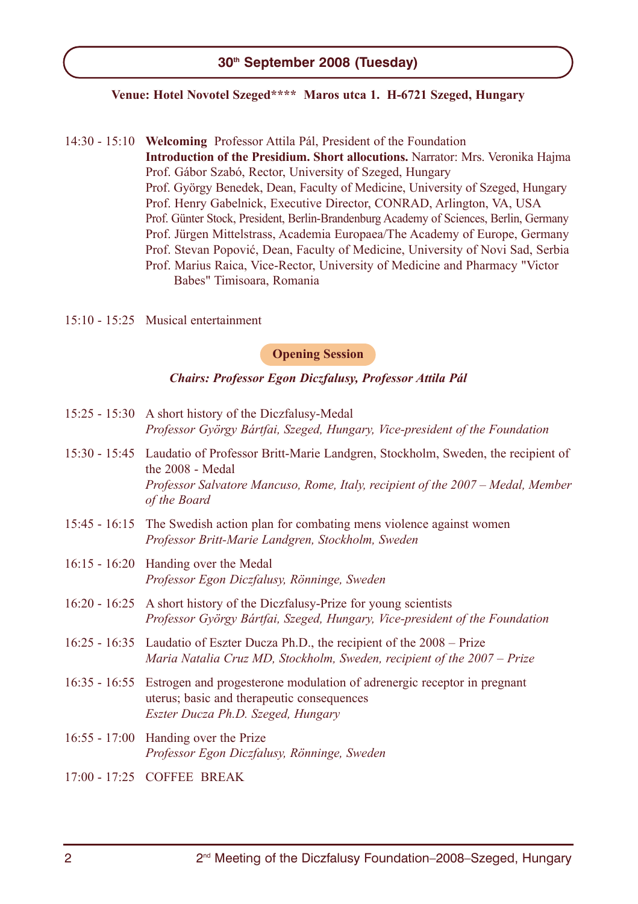## 30th September 2008 (Tuesday)

**Venue: Hotel Novotel Szeged\*\*\*\* Maros utca 1. H-6721 Szeged, Hungary**

14:30 - 15:10 **Welcoming** Professor Attila Pál, President of the Foundation
**Introduction of the Presidium. Short allocutions.** Narrator: Mrs. Veronika Hajma
Prof. Gábor Szabó, Rector, University of Szeged, Hungary
Prof. György Benedek, Dean, Faculty of Medicine, University of Szeged, Hungary
Prof. Henry Gabelnick, Executive Director, CONRAD, Arlington, VA, USA
Prof. Günter Stock, President, Berlin-Brandenburg Academy of Sciences, Berlin, Germany
Prof. Jürgen Mittelstrass, Academia Europaea/The Academy of Europe, Germany
Prof. Stevan Popović, Dean, Faculty of Medicine, University of Novi Sad, Serbia
Prof. Marius Raica, Vice-Rector, University of Medicine and Pharmacy "Victor Babes" Timisoara, Romania

15:10 - 15:25 Musical entertainment

### Opening Session

***Chairs: Professor Egon Diczfalusy, Professor Attila Pál***

15:25 - 15:30 A short history of the Diczfalusy-Medal
*Professor György Bártfai, Szeged, Hungary, Vice-president of the Foundation*

15:30 - 15:45 Laudatio of Professor Britt-Marie Landgren, Stockholm, Sweden, the recipient of the 2008 - Medal
*Professor Salvatore Mancuso, Rome, Italy, recipient of the 2007 – Medal, Member of the Board*

15:45 - 16:15 The Swedish action plan for combating mens violence against women
*Professor Britt-Marie Landgren, Stockholm, Sweden*

16:15 - 16:20 Handing over the Medal
*Professor Egon Diczfalusy, Rönninge, Sweden*

16:20 - 16:25 A short history of the Diczfalusy-Prize for young scientists
*Professor György Bártfai, Szeged, Hungary, Vice-president of the Foundation*

16:25 - 16:35 Laudatio of Eszter Ducza Ph.D., the recipient of the 2008 – Prize
*Maria Natalia Cruz MD, Stockholm, Sweden, recipient of the 2007 – Prize*

16:35 - 16:55 Estrogen and progesterone modulation of adrenergic receptor in pregnant uterus; basic and therapeutic consequences
*Eszter Ducza Ph.D. Szeged, Hungary*

16:55 - 17:00 Handing over the Prize
*Professor Egon Diczfalusy, Rönninge, Sweden*

17:00 - 17:25 COFFEE BREAK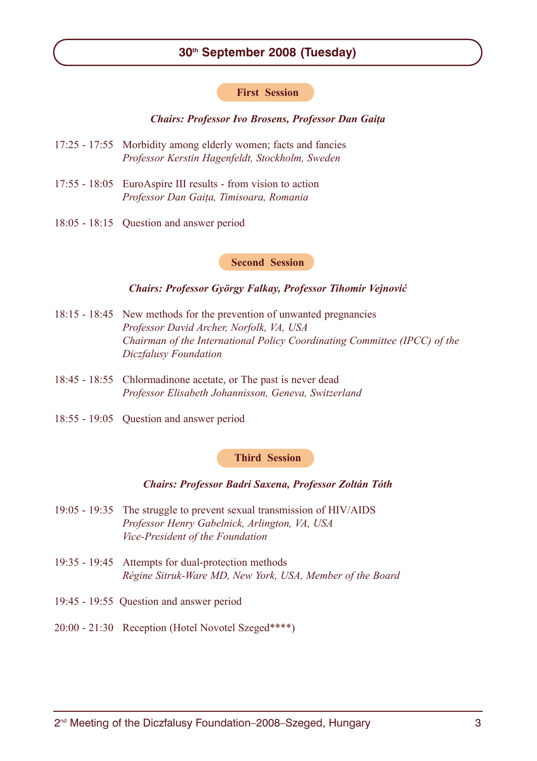## 30th September 2008 (Tuesday)

### First Session

***Chairs: Professor Ivo Brosens, Professor Dan Gaiţa***

17:25 - 17:55 Morbidity among elderly women; facts and fancies
*Professor Kerstin Hagenfeldt, Stockholm, Sweden*

17:55 - 18:05 EuroAspire III results - from vision to action
*Professor Dan Gaiţa, Timisoara, Romania*

18:05 - 18:15 Question and answer period

### Second Session

***Chairs: Professor György Falkay, Professor Tihomir Vejnović***

18:15 - 18:45 New methods for the prevention of unwanted pregnancies
*Professor David Archer, Norfolk, VA, USA*
*Chairman of the International Policy Coordinating Committee (IPCC) of the Diczfalusy Foundation*

18:45 - 18:55 Chlormadinone acetate, or The past is never dead
*Professor Elisabeth Johannisson, Geneva, Switzerland*

18:55 - 19:05 Question and answer period

### Third Session

***Chairs: Professor Badri Saxena, Professor Zoltán Tóth***

19:05 - 19:35 The struggle to prevent sexual transmission of HIV/AIDS
*Professor Henry Gabelnick, Arlington, VA, USA*
*Vice-President of the Foundation*

19:35 - 19:45 Attempts for dual-protection methods
*Régine Sitruk-Ware MD, New York, USA, Member of the Board*

19:45 - 19:55 Question and answer period

20:00 - 21:30 Reception (Hotel Novotel Szeged****)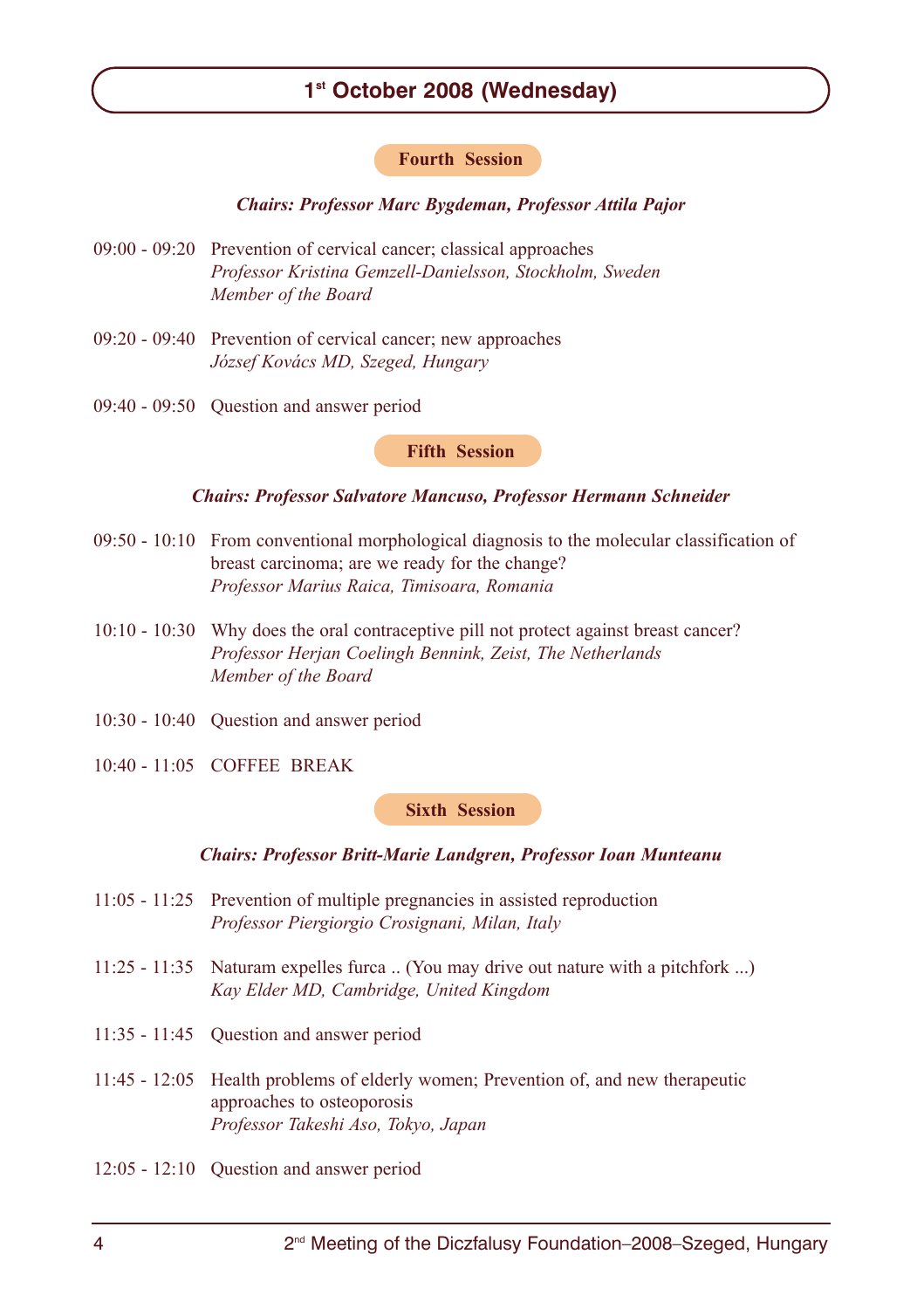## 1st October 2008 (Wednesday)

### Fourth Session

***Chairs: Professor Marc Bygdeman, Professor Attila Pajor***

09:00 - 09:20 Prevention of cervical cancer; classical approaches
*Professor Kristina Gemzell-Danielsson, Stockholm, Sweden*
*Member of the Board*

09:20 - 09:40 Prevention of cervical cancer; new approaches
*József Kovács MD, Szeged, Hungary*

09:40 - 09:50 Question and answer period

### Fifth Session

***Chairs: Professor Salvatore Mancuso, Professor Hermann Schneider***

09:50 - 10:10 From conventional morphological diagnosis to the molecular classification of breast carcinoma; are we ready for the change?
*Professor Marius Raica, Timisoara, Romania*

10:10 - 10:30 Why does the oral contraceptive pill not protect against breast cancer?
*Professor Herjan Coelingh Bennink, Zeist, The Netherlands*
*Member of the Board*

10:30 - 10:40 Question and answer period

10:40 - 11:05 COFFEE BREAK

### Sixth Session

***Chairs: Professor Britt-Marie Landgren, Professor Ioan Munteanu***

11:05 - 11:25 Prevention of multiple pregnancies in assisted reproduction
*Professor Piergiorgio Crosignani, Milan, Italy*

11:25 - 11:35 Naturam expelles furca .. (You may drive out nature with a pitchfork ...)
*Kay Elder MD, Cambridge, United Kingdom*

11:35 - 11:45 Question and answer period

11:45 - 12:05 Health problems of elderly women; Prevention of, and new therapeutic approaches to osteoporosis
*Professor Takeshi Aso, Tokyo, Japan*

12:05 - 12:10 Question and answer period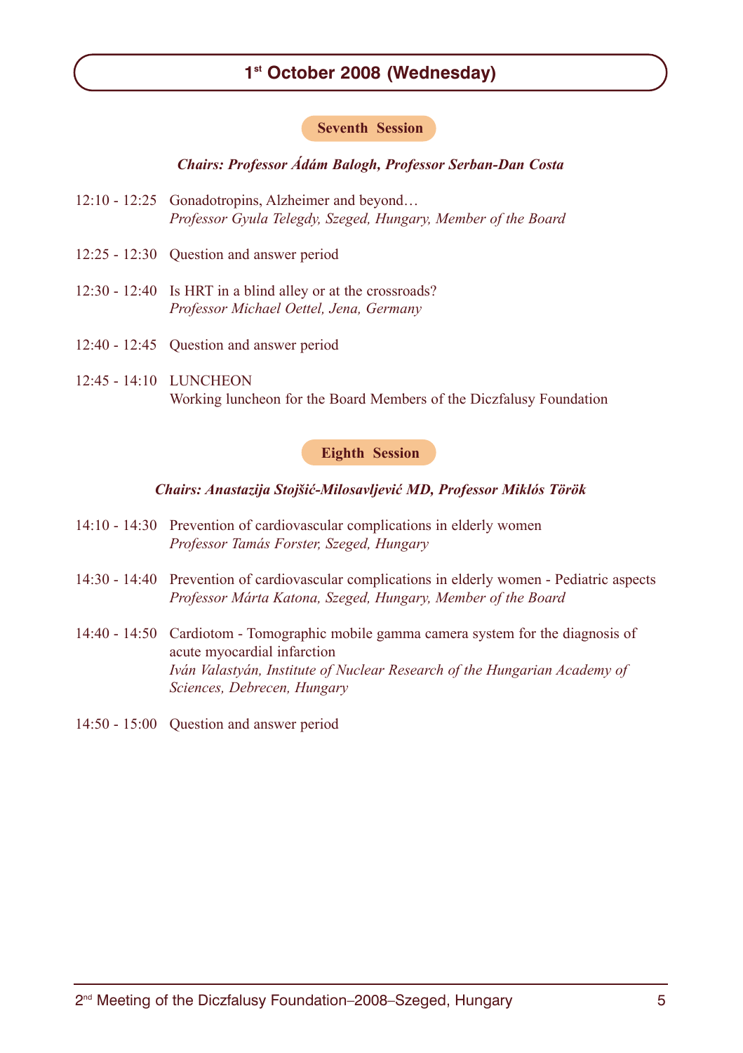## 1st October 2008 (Wednesday)

### Seventh Session

***Chairs: Professor Ádám Balogh, Professor Serban-Dan Costa***

12:10 - 12:25 Gonadotropins, Alzheimer and beyond…
*Professor Gyula Telegdy, Szeged, Hungary, Member of the Board*

12:25 - 12:30 Question and answer period

12:30 - 12:40 Is HRT in a blind alley or at the crossroads?
*Professor Michael Oettel, Jena, Germany*

12:40 - 12:45 Question and answer period

12:45 - 14:10 LUNCHEON
Working luncheon for the Board Members of the Diczfalusy Foundation

### Eighth Session

***Chairs: Anastazija Stojšić-Milosavljević MD, Professor Miklós Török***

14:10 - 14:30 Prevention of cardiovascular complications in elderly women
*Professor Tamás Forster, Szeged, Hungary*

14:30 - 14:40 Prevention of cardiovascular complications in elderly women - Pediatric aspects
*Professor Márta Katona, Szeged, Hungary, Member of the Board*

14:40 - 14:50 Cardiotom - Tomographic mobile gamma camera system for the diagnosis of acute myocardial infarction
*Iván Valastyán, Institute of Nuclear Research of the Hungarian Academy of Sciences, Debrecen, Hungary*

14:50 - 15:00 Question and answer period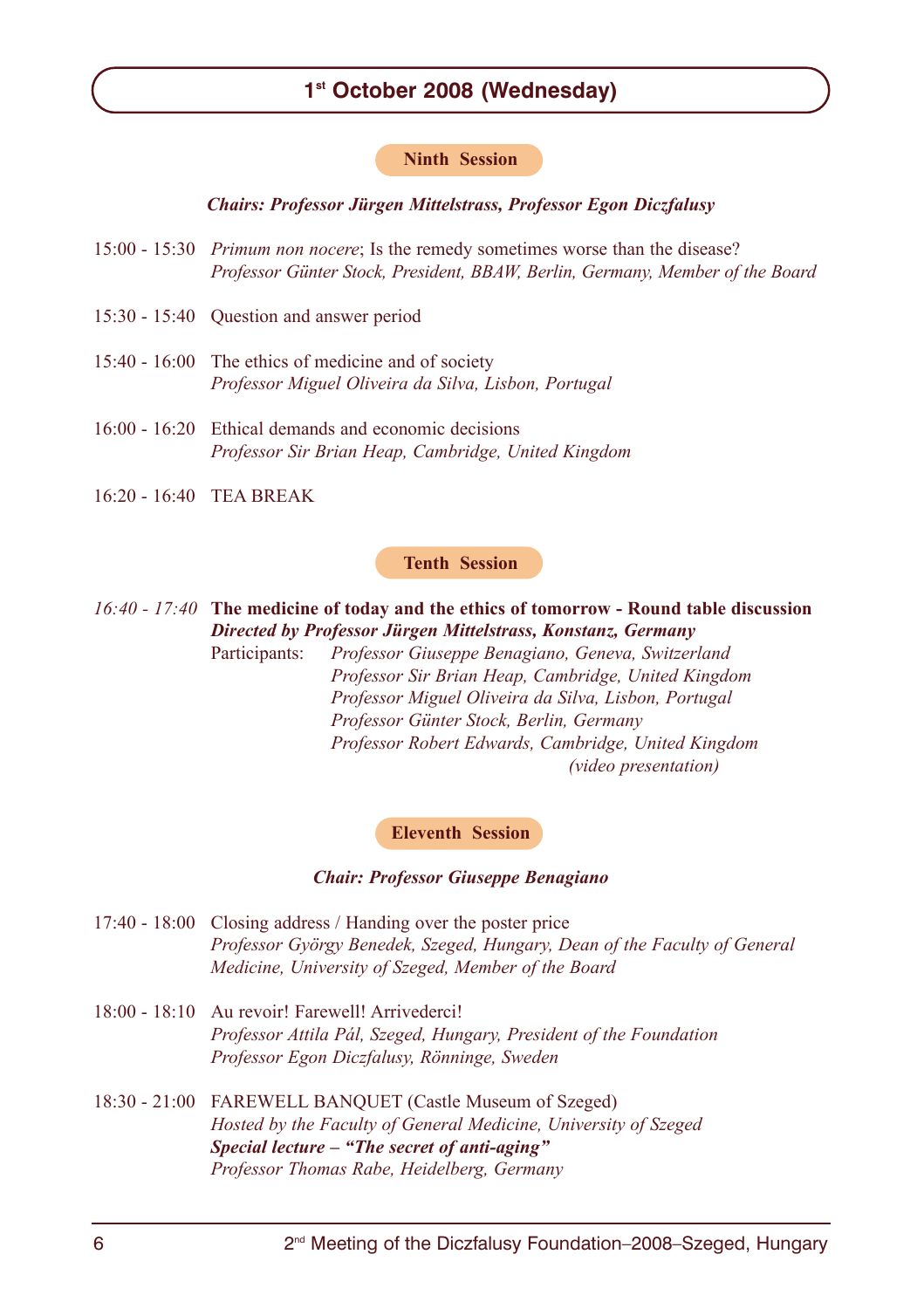## 1st October 2008 (Wednesday)

### Ninth Session

***Chairs: Professor Jürgen Mittelstrass, Professor Egon Diczfalusy***

15:00 - 15:30 *Primum non nocere*; Is the remedy sometimes worse than the disease?
*Professor Günter Stock, President, BBAW, Berlin, Germany, Member of the Board*

15:30 - 15:40 Question and answer period

15:40 - 16:00 The ethics of medicine and of society
*Professor Miguel Oliveira da Silva, Lisbon, Portugal*

16:00 - 16:20 Ethical demands and economic decisions
*Professor Sir Brian Heap, Cambridge, United Kingdom*

16:20 - 16:40 TEA BREAK

### Tenth Session

*16:40 - 17:40* **The medicine of today and the ethics of tomorrow - Round table discussion**
***Directed by Professor Jürgen Mittelstrass, Konstanz, Germany***
Participants:
*Professor Giuseppe Benagiano, Geneva, Switzerland*
*Professor Sir Brian Heap, Cambridge, United Kingdom*
*Professor Miguel Oliveira da Silva, Lisbon, Portugal*
*Professor Günter Stock, Berlin, Germany*
*Professor Robert Edwards, Cambridge, United Kingdom (video presentation)*

### Eleventh Session

***Chair: Professor Giuseppe Benagiano***

17:40 - 18:00 Closing address / Handing over the poster price
*Professor György Benedek, Szeged, Hungary, Dean of the Faculty of General Medicine, University of Szeged, Member of the Board*

18:00 - 18:10 Au revoir! Farewell! Arrivederci!
*Professor Attila Pál, Szeged, Hungary, President of the Foundation*
*Professor Egon Diczfalusy, Rönninge, Sweden*

18:30 - 21:00 FAREWELL BANQUET (Castle Museum of Szeged)
*Hosted by the Faculty of General Medicine, University of Szeged*
***Special lecture – "The secret of anti-aging"***
*Professor Thomas Rabe, Heidelberg, Germany*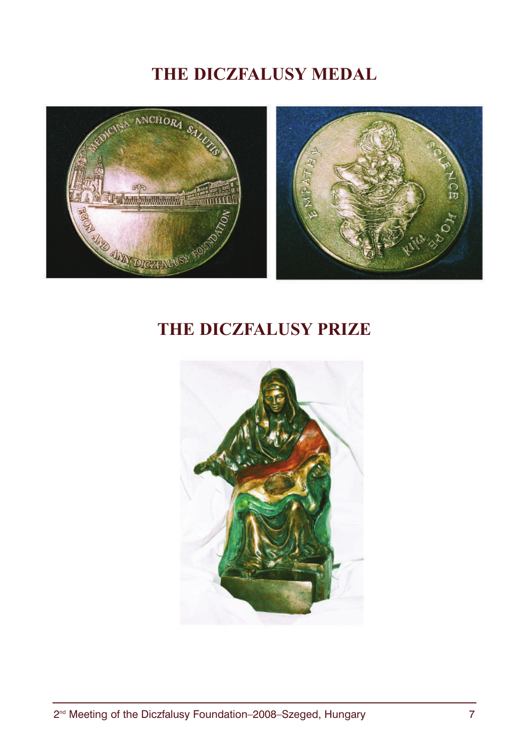# THE DICZFALUSY MEDAL

# THE DICZFALUSY PRIZE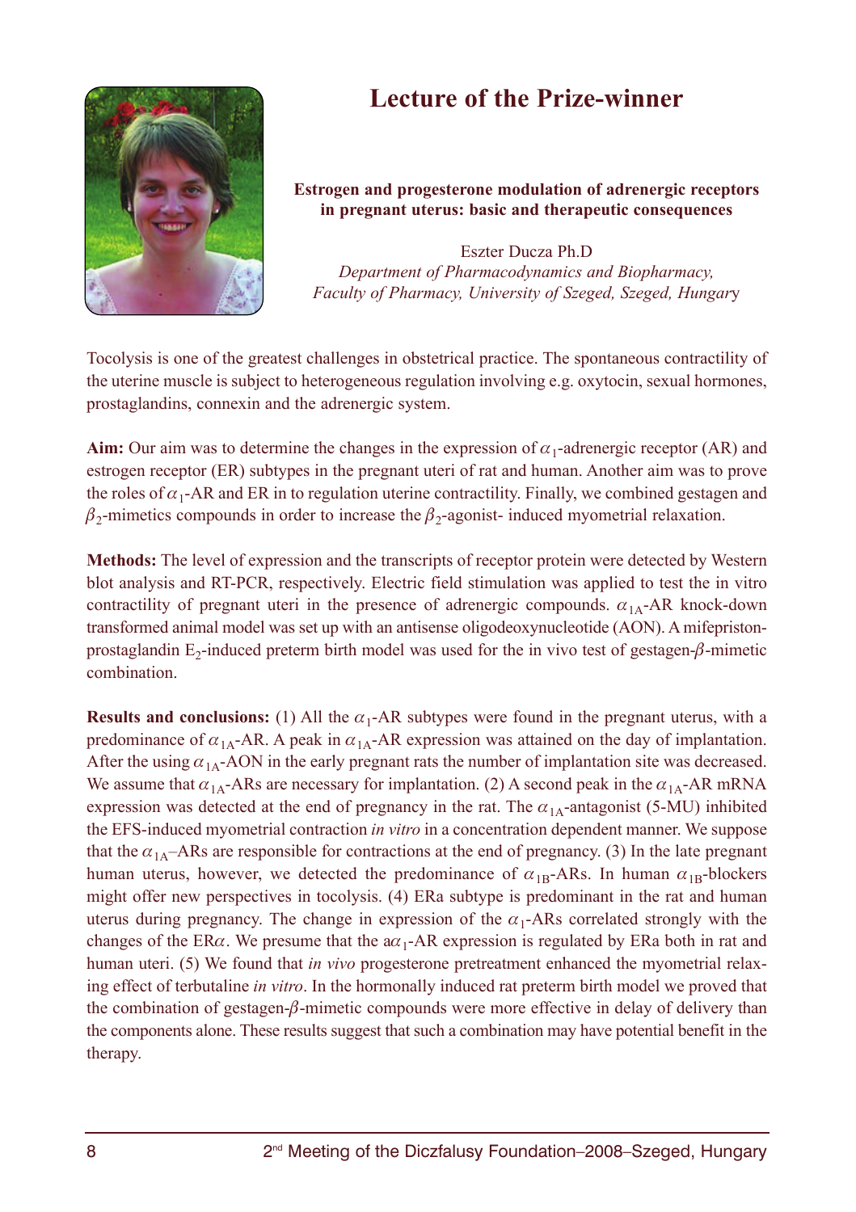# Lecture of the Prize-winner

**Estrogen and progesterone modulation of adrenergic receptors in pregnant uterus: basic and therapeutic consequences**

Eszter Ducza Ph.D
*Department of Pharmacodynamics and Biopharmacy, Faculty of Pharmacy, University of Szeged, Szeged, Hungary*

Tocolysis is one of the greatest challenges in obstetrical practice. The spontaneous contractility of the uterine muscle is subject to heterogeneous regulation involving e.g. oxytocin, sexual hormones, prostaglandins, connexin and the adrenergic system.

**Aim:** Our aim was to determine the changes in the expression of $\alpha_1$-adrenergic receptor (AR) and estrogen receptor (ER) subtypes in the pregnant uteri of rat and human. Another aim was to prove the roles of $\alpha_1$-AR and ER in to regulation uterine contractility. Finally, we combined gestagen and $\beta_2$-mimetics compounds in order to increase the $\beta_2$-agonist- induced myometrial relaxation.

**Methods:** The level of expression and the transcripts of receptor protein were detected by Western blot analysis and RT-PCR, respectively. Electric field stimulation was applied to test the in vitro contractility of pregnant uteri in the presence of adrenergic compounds. $\alpha_{1A}$-AR knock-down transformed animal model was set up with an antisense oligodeoxynucleotide (AON). A mifepriston-prostaglandin $E_2$-induced preterm birth model was used for the in vivo test of gestagen-$\beta$-mimetic combination.

**Results and conclusions:** (1) All the $\alpha_1$-AR subtypes were found in the pregnant uterus, with a predominance of $\alpha_{1A}$-AR. A peak in $\alpha_{1A}$-AR expression was attained on the day of implantation. After the using $\alpha_{1A}$-AON in the early pregnant rats the number of implantation site was decreased. We assume that $\alpha_{1A}$-ARs are necessary for implantation. (2) A second peak in the $\alpha_{1A}$-AR mRNA expression was detected at the end of pregnancy in the rat. The $\alpha_{1A}$-antagonist (5-MU) inhibited the EFS-induced myometrial contraction *in vitro* in a concentration dependent manner. We suppose that the $\alpha_{1A}$–ARs are responsible for contractions at the end of pregnancy. (3) In the late pregnant human uterus, however, we detected the predominance of $\alpha_{1B}$-ARs. In human $\alpha_{1B}$-blockers might offer new perspectives in tocolysis. (4) ERa subtype is predominant in the rat and human uterus during pregnancy. The change in expression of the $\alpha_1$-ARs correlated strongly with the changes of the ER$\alpha$. We presume that the a$\alpha_1$-AR expression is regulated by ERa both in rat and human uteri. (5) We found that *in vivo* progesterone pretreatment enhanced the myometrial relaxing effect of terbutaline *in vitro*. In the hormonally induced rat preterm birth model we proved that the combination of gestagen-$\beta$-mimetic compounds were more effective in delay of delivery than the components alone. These results suggest that such a combination may have potential benefit in the therapy.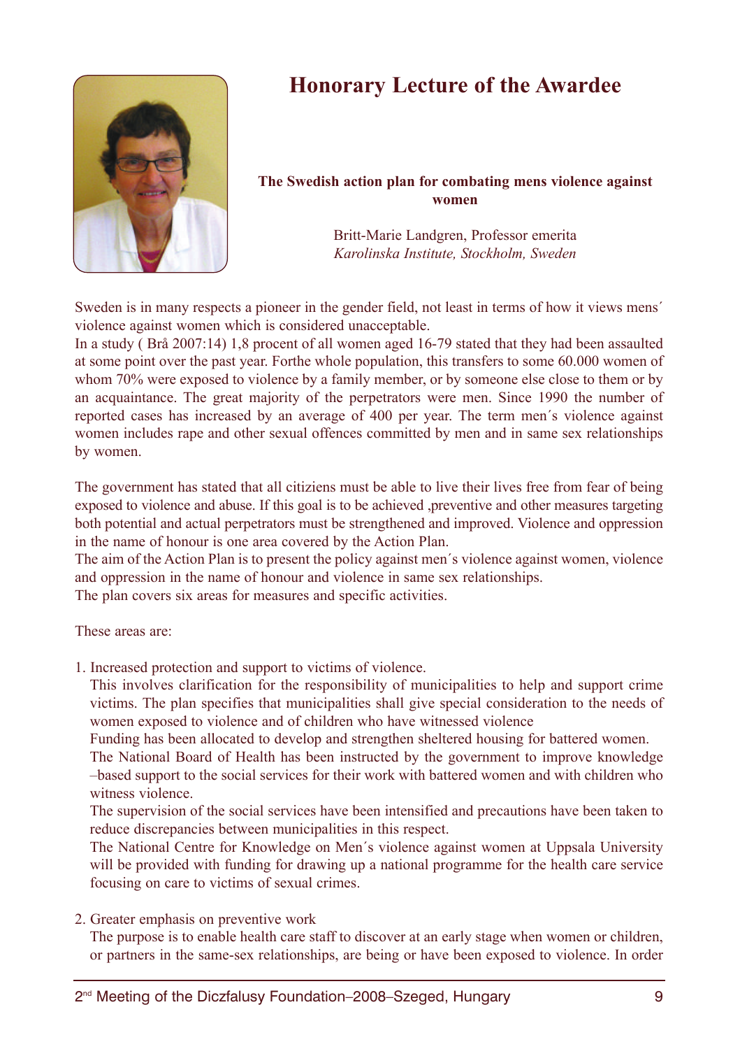# Honorary Lecture of the Awardee

**The Swedish action plan for combating mens violence against women**

Britt-Marie Landgren, Professor emerita
*Karolinska Institute, Stockholm, Sweden*

Sweden is in many respects a pioneer in the gender field, not least in terms of how it views mens´ violence against women which is considered unacceptable.
In a study ( Brå 2007:14) 1,8 procent of all women aged 16-79 stated that they had been assaulted at some point over the past year. Forthe whole population, this transfers to some 60.000 women of whom 70% were exposed to violence by a family member, or by someone else close to them or by an acquaintance. The great majority of the perpetrators were men. Since 1990 the number of reported cases has increased by an average of 400 per year. The term men´s violence against women includes rape and other sexual offences committed by men and in same sex relationships by women.

The government has stated that all citiziens must be able to live their lives free from fear of being exposed to violence and abuse. If this goal is to be achieved ,preventive and other measures targeting both potential and actual perpetrators must be strengthened and improved. Violence and oppression in the name of honour is one area covered by the Action Plan.
The aim of the Action Plan is to present the policy against men´s violence against women, violence and oppression in the name of honour and violence in same sex relationships.
The plan covers six areas for measures and specific activities.

These areas are:

1. Increased protection and support to victims of violence.
   This involves clarification for the responsibility of municipalities to help and support crime victims. The plan specifies that municipalities shall give special consideration to the needs of women exposed to violence and of children who have witnessed violence
   Funding has been allocated to develop and strengthen sheltered housing for battered women.
   The National Board of Health has been instructed by the government to improve knowledge –based support to the social services for their work with battered women and with children who witness violence.
   The supervision of the social services have been intensified and precautions have been taken to reduce discrepancies between municipalities in this respect.
   The National Centre for Knowledge on Men´s violence against women at Uppsala University will be provided with funding for drawing up a national programme for the health care service focusing on care to victims of sexual crimes.

2. Greater emphasis on preventive work
   The purpose is to enable health care staff to discover at an early stage when women or children, or partners in the same-sex relationships, are being or have been exposed to violence. In order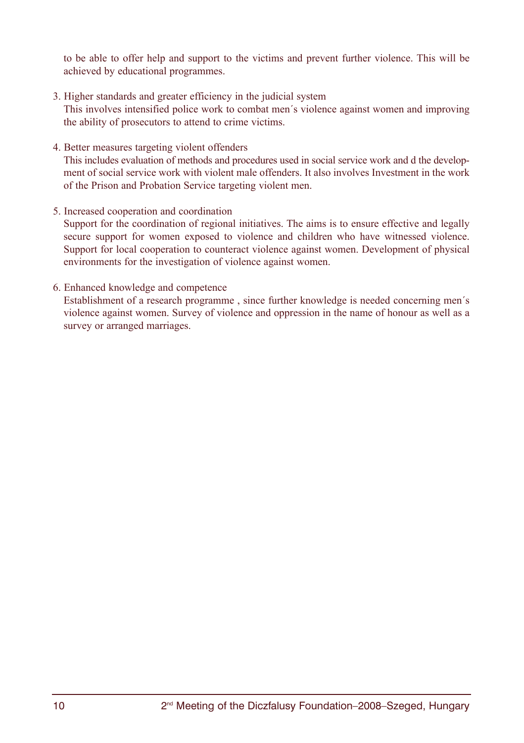to be able to offer help and support to the victims and prevent further violence. This will be achieved by educational programmes.

3. Higher standards and greater efficiency in the judicial system
   This involves intensified police work to combat men´s violence against women and improving the ability of prosecutors to attend to crime victims.

4. Better measures targeting violent offenders
   This includes evaluation of methods and procedures used in social service work and d the development of social service work with violent male offenders. It also involves Investment in the work of the Prison and Probation Service targeting violent men.

5. Increased cooperation and coordination
   Support for the coordination of regional initiatives. The aims is to ensure effective and legally secure support for women exposed to violence and children who have witnessed violence. Support for local cooperation to counteract violence against women. Development of physical environments for the investigation of violence against women.

6. Enhanced knowledge and competence
   Establishment of a research programme , since further knowledge is needed concerning men´s violence against women. Survey of violence and oppression in the name of honour as well as a survey or arranged marriages.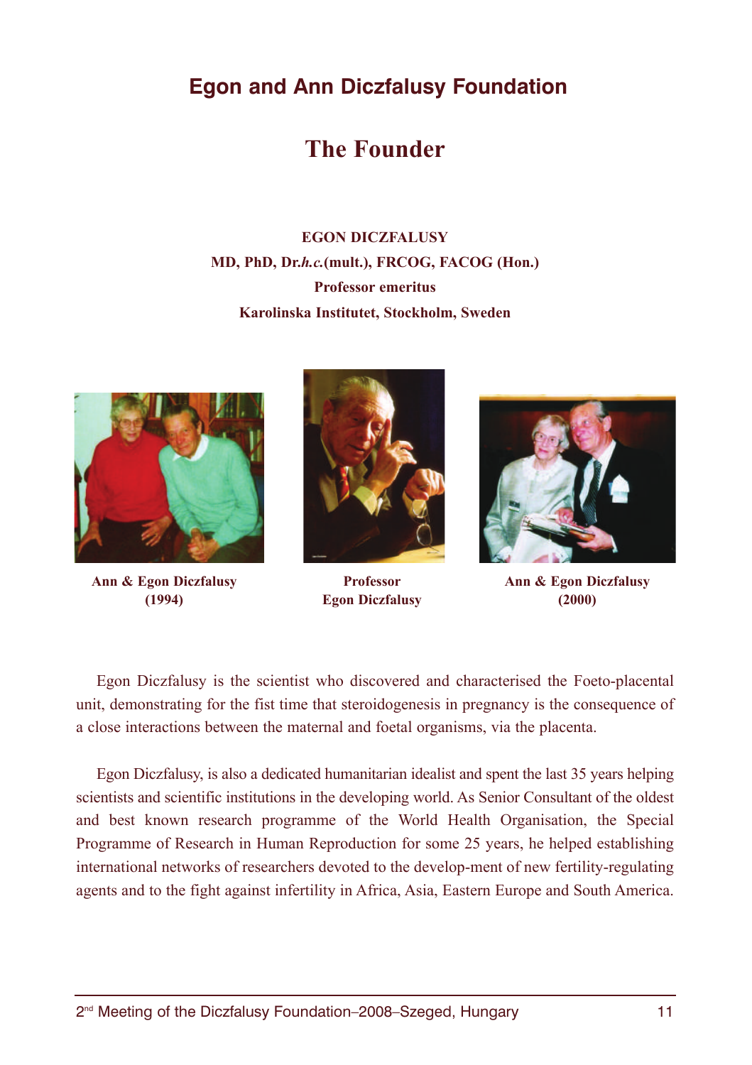## Egon and Ann Diczfalusy Foundation

# The Founder

**EGON DICZFALUSY**
**MD, PhD, Dr.*h.c.*(mult.), FRCOG, FACOG (Hon.)**
**Professor emeritus**
**Karolinska Institutet, Stockholm, Sweden**

**Ann & Egon Diczfalusy (1994)**

**Professor Egon Diczfalusy**

**Ann & Egon Diczfalusy (2000)**

Egon Diczfalusy is the scientist who discovered and characterised the Foeto-placental unit, demonstrating for the fist time that steroidogenesis in pregnancy is the consequence of a close interactions between the maternal and foetal organisms, via the placenta.

Egon Diczfalusy, is also a dedicated humanitarian idealist and spent the last 35 years helping scientists and scientific institutions in the developing world. As Senior Consultant of the oldest and best known research programme of the World Health Organisation, the Special Programme of Research in Human Reproduction for some 25 years, he helped establishing international networks of researchers devoted to the develop-ment of new fertility-regulating agents and to the fight against infertility in Africa, Asia, Eastern Europe and South America.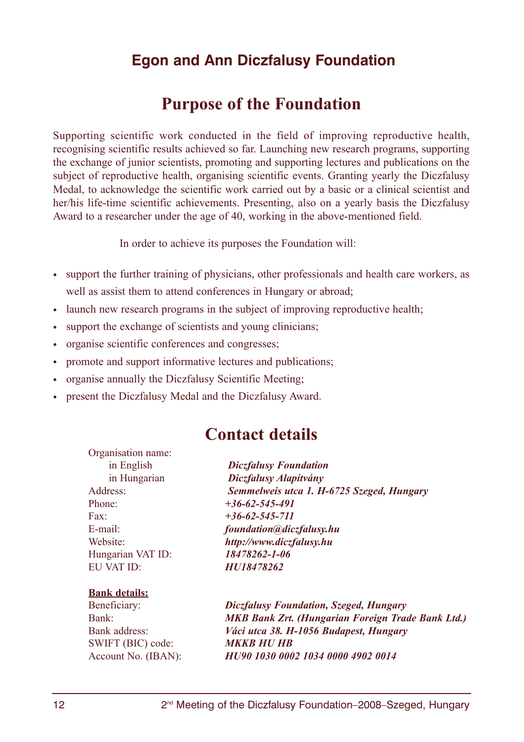## Egon and Ann Diczfalusy Foundation

# Purpose of the Foundation

Supporting scientific work conducted in the field of improving reproductive health, recognising scientific results achieved so far. Launching new research programs, supporting the exchange of junior scientists, promoting and supporting lectures and publications on the subject of reproductive health, organising scientific events. Granting yearly the Diczfalusy Medal, to acknowledge the scientific work carried out by a basic or a clinical scientist and her/his life-time scientific achievements. Presenting, also on a yearly basis the Diczfalusy Award to a researcher under the age of 40, working in the above-mentioned field.

In order to achieve its purposes the Foundation will:

- support the further training of physicians, other professionals and health care workers, as well as assist them to attend conferences in Hungary or abroad;
- launch new research programs in the subject of improving reproductive health;
- support the exchange of scientists and young clinicians;
- organise scientific conferences and congresses;
- promote and support informative lectures and publications;
- organise annually the Diczfalusy Scientific Meeting;
- present the Diczfalusy Medal and the Diczfalusy Award.

# Contact details

Organisation name:
in English ***Diczfalusy Foundation***
in Hungarian ***Diczfalusy Alapítvány***
Address: ***Semmelweis utca 1. H-6725 Szeged, Hungary***
Phone: ***+36-62-545-491***
Fax: ***+36-62-545-711***
E-mail: ***foundation@diczfalusy.hu***
Website: ***http://www.diczfalusy.hu***
Hungarian VAT ID: ***18478262-1-06***
EU VAT ID: ***HU18478262***

**Bank details:**
Beneficiary: ***Diczfalusy Foundation, Szeged, Hungary***
Bank: ***MKB Bank Zrt. (Hungarian Foreign Trade Bank Ltd.)***
Bank address: ***Váci utca 38. H-1056 Budapest, Hungary***
SWIFT (BIC) code: ***MKKB HU HB***
Account No. (IBAN): ***HU90 1030 0002 1034 0000 4902 0014***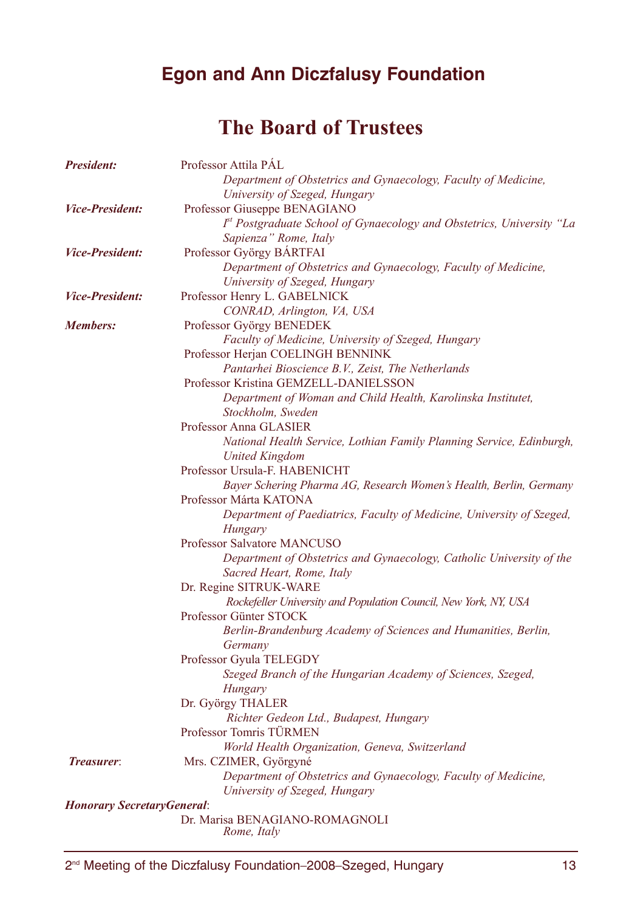## Egon and Ann Diczfalusy Foundation

# The Board of Trustees

***President:*** Professor Attila PÁL
*Department of Obstetrics and Gynaecology, Faculty of Medicine, University of Szeged, Hungary*

***Vice-President:*** Professor Giuseppe BENAGIANO
*I[st] Postgraduate School of Gynaecology and Obstetrics, University "La Sapienza" Rome, Italy*

***Vice-President:*** Professor György BÁRTFAI
*Department of Obstetrics and Gynaecology, Faculty of Medicine, University of Szeged, Hungary*

***Vice-President:*** Professor Henry L. GABELNICK
*CONRAD, Arlington, VA, USA*

***Members:***

Professor György BENEDEK
*Faculty of Medicine, University of Szeged, Hungary*

Professor Herjan COELINGH BENNINK
*Pantarhei Bioscience B.V., Zeist, The Netherlands*

Professor Kristina GEMZELL-DANIELSSON
*Department of Woman and Child Health, Karolinska Institutet, Stockholm, Sweden*

Professor Anna GLASIER
*National Health Service, Lothian Family Planning Service, Edinburgh, United Kingdom*

Professor Ursula-F. HABENICHT
*Bayer Schering Pharma AG, Research Women's Health, Berlin, Germany*

Professor Márta KATONA
*Department of Paediatrics, Faculty of Medicine, University of Szeged, Hungary*

Professor Salvatore MANCUSO
*Department of Obstetrics and Gynaecology, Catholic University of the Sacred Heart, Rome, Italy*

Dr. Regine SITRUK-WARE
*Rockefeller University and Population Council, New York, NY, USA*

Professor Günter STOCK
*Berlin-Brandenburg Academy of Sciences and Humanities, Berlin, Germany*

Professor Gyula TELEGDY
*Szeged Branch of the Hungarian Academy of Sciences, Szeged, Hungary*

Dr. György THALER
*Richter Gedeon Ltd., Budapest, Hungary*

Professor Tomris TÜRMEN
*World Health Organization, Geneva, Switzerland*

***Treasurer*:** Mrs. CZIMER, Györgyné
*Department of Obstetrics and Gynaecology, Faculty of Medicine, University of Szeged, Hungary*

***Honorary SecretaryGeneral*:**
Dr. Marisa BENAGIANO-ROMAGNOLI
*Rome, Italy*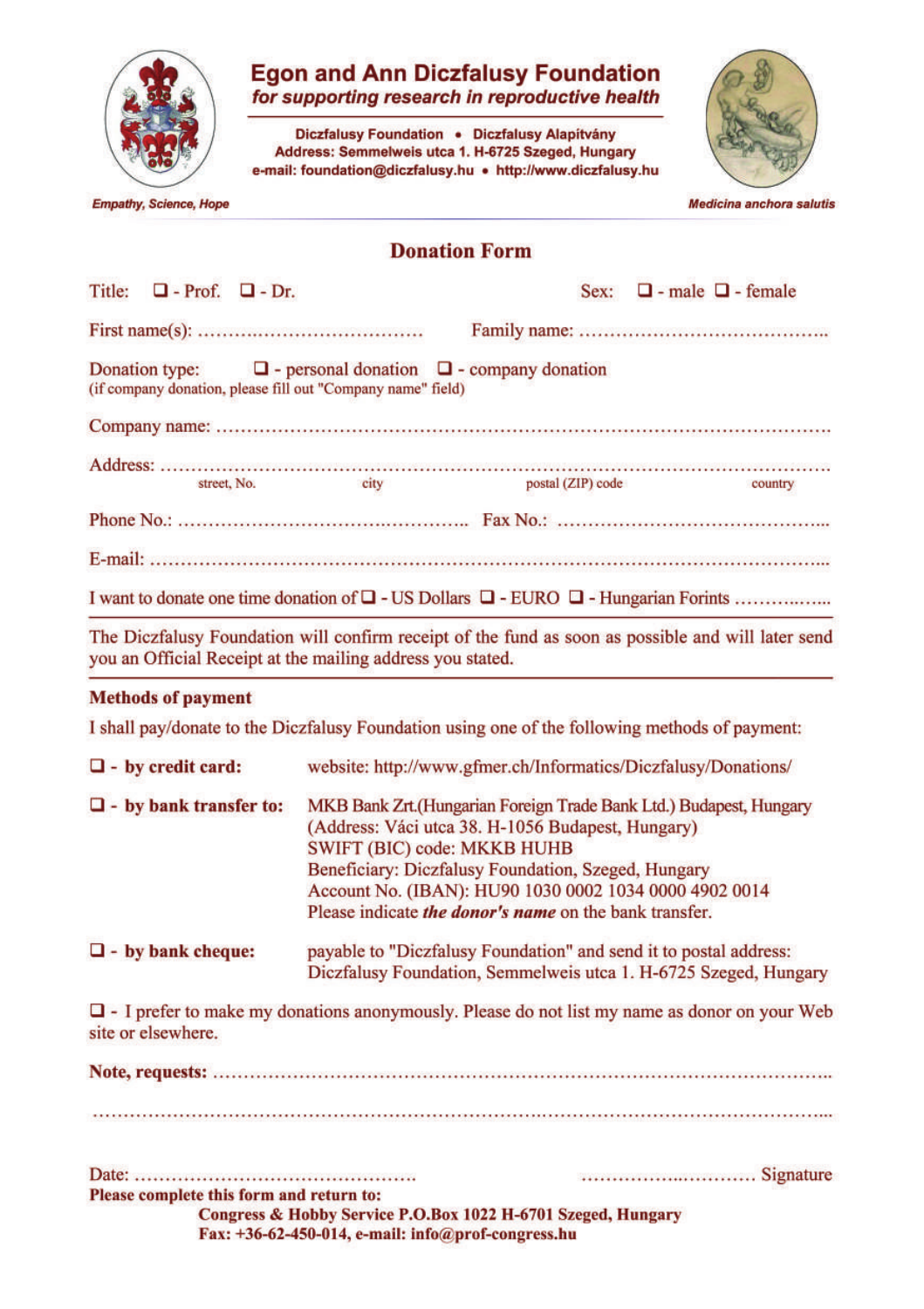# Egon and Ann Diczfalusy Foundation

*for supporting research in reproductive health*

**Diczfalusy Foundation • Diczfalusy Alapítvány**
**Address: Semmelweis utca 1. H-6725 Szeged, Hungary**
**e-mail: foundation@diczfalusy.hu • http://www.diczfalusy.hu**

*Empathy, Science, Hope*

*Medicina anchora salutis*

## Donation Form

Title: ❑ - Prof. ❑ - Dr. Sex: ❑ - male ❑ - female

First name(s): ……………………………… Family name: ……………………………………

Donation type: ❑ - personal donation ❑ - company donation
(if company donation, please fill out "Company name" field)

Company name: …………………………………………………………………………………

Address: …………………………………………………………………………………………
street, No. city postal (ZIP) code country

Phone No.: ………………………………………… Fax No.: ……………………………………

E-mail: ……………………………………………………………………………………………

I want to donate one time donation of ❑ - US Dollars ❑ - EURO ❑ - Hungarian Forints ……………

The Diczfalusy Foundation will confirm receipt of the fund as soon as possible and will later send you an Official Receipt at the mailing address you stated.

**Methods of payment**

I shall pay/donate to the Diczfalusy Foundation using one of the following methods of payment:

❑ - **by credit card:** website: http://www.gfmer.ch/Informatics/Diczfalusy/Donations/

❑ - **by bank transfer to:** MKB Bank Zrt.(Hungarian Foreign Trade Bank Ltd.) Budapest, Hungary
(Address: Váci utca 38. H-1056 Budapest, Hungary)
SWIFT (BIC) code: MKKB HUHB
Beneficiary: Diczfalusy Foundation, Szeged, Hungary
Account No. (IBAN): HU90 1030 0002 1034 0000 4902 0014
Please indicate ***the donor's name*** on the bank transfer.

❑ - **by bank cheque:** payable to "Diczfalusy Foundation" and send it to postal address:
Diczfalusy Foundation, Semmelweis utca 1. H-6725 Szeged, Hungary

❑ - I prefer to make my donations anonymously. Please do not list my name as donor on your Web site or elsewhere.

**Note, requests:** ………………………………………………………………………………

……………………………………………………………………………………………………

Date: ……………………………………… ………………………… Signature

**Please complete this form and return to:**
**Congress & Hobby Service P.O.Box 1022 H-6701 Szeged, Hungary**
**Fax: +36-62-450-014, e-mail: info@prof-congress.hu**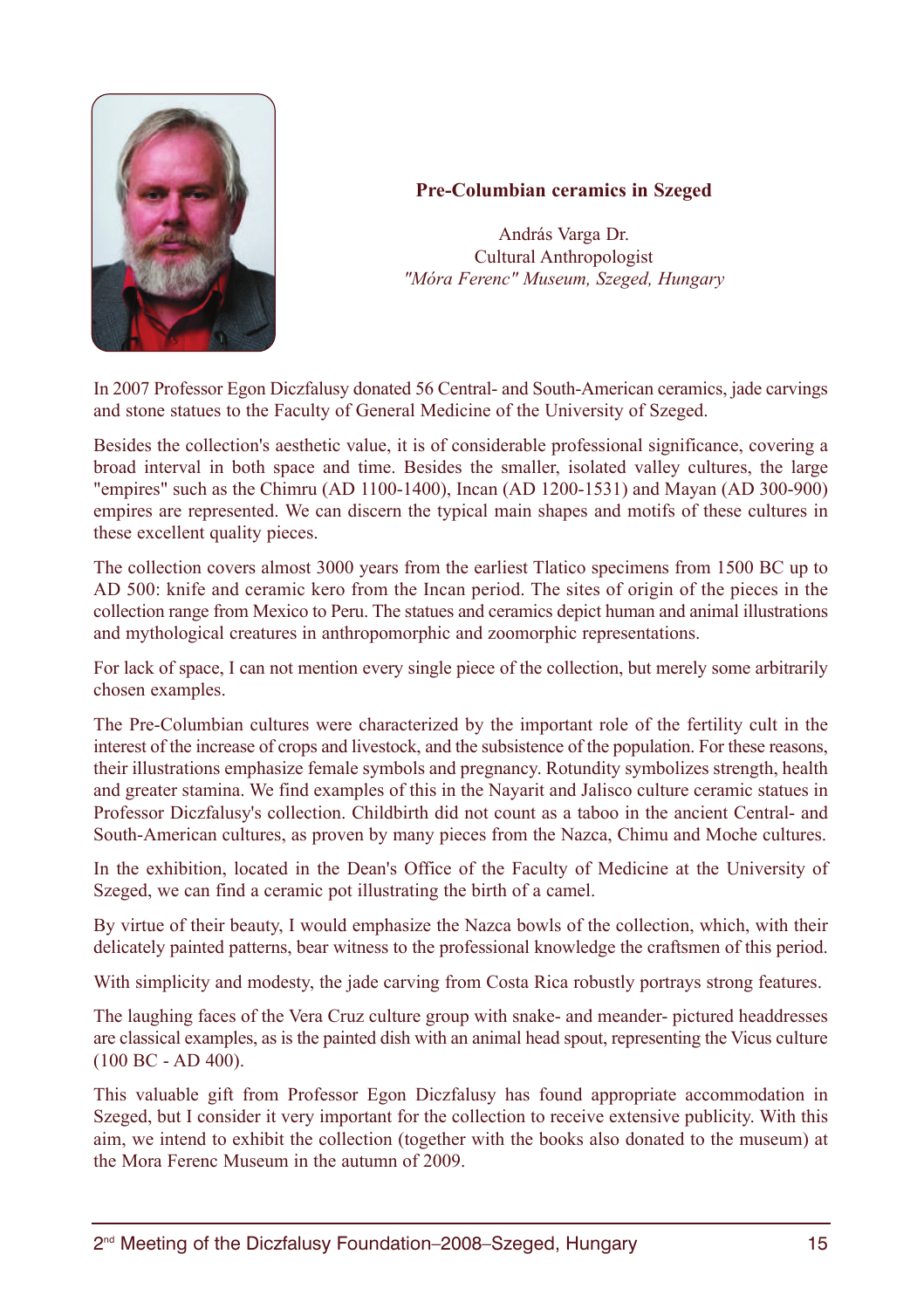**Pre-Columbian ceramics in Szeged**

András Varga Dr.
Cultural Anthropologist
*"Móra Ferenc" Museum, Szeged, Hungary*

In 2007 Professor Egon Diczfalusy donated 56 Central- and South-American ceramics, jade carvings and stone statues to the Faculty of General Medicine of the University of Szeged.

Besides the collection's aesthetic value, it is of considerable professional significance, covering a broad interval in both space and time. Besides the smaller, isolated valley cultures, the large "empires" such as the Chimru (AD 1100-1400), Incan (AD 1200-1531) and Mayan (AD 300-900) empires are represented. We can discern the typical main shapes and motifs of these cultures in these excellent quality pieces.

The collection covers almost 3000 years from the earliest Tlatico specimens from 1500 BC up to AD 500: knife and ceramic kero from the Incan period. The sites of origin of the pieces in the collection range from Mexico to Peru. The statues and ceramics depict human and animal illustrations and mythological creatures in anthropomorphic and zoomorphic representations.

For lack of space, I can not mention every single piece of the collection, but merely some arbitrarily chosen examples.

The Pre-Columbian cultures were characterized by the important role of the fertility cult in the interest of the increase of crops and livestock, and the subsistence of the population. For these reasons, their illustrations emphasize female symbols and pregnancy. Rotundity symbolizes strength, health and greater stamina. We find examples of this in the Nayarit and Jalisco culture ceramic statues in Professor Diczfalusy's collection. Childbirth did not count as a taboo in the ancient Central- and South-American cultures, as proven by many pieces from the Nazca, Chimu and Moche cultures.

In the exhibition, located in the Dean's Office of the Faculty of Medicine at the University of Szeged, we can find a ceramic pot illustrating the birth of a camel.

By virtue of their beauty, I would emphasize the Nazca bowls of the collection, which, with their delicately painted patterns, bear witness to the professional knowledge the craftsmen of this period.

With simplicity and modesty, the jade carving from Costa Rica robustly portrays strong features.

The laughing faces of the Vera Cruz culture group with snake- and meander- pictured headdresses are classical examples, as is the painted dish with an animal head spout, representing the Vicus culture (100 BC - AD 400).

This valuable gift from Professor Egon Diczfalusy has found appropriate accommodation in Szeged, but I consider it very important for the collection to receive extensive publicity. With this aim, we intend to exhibit the collection (together with the books also donated to the museum) at the Mora Ferenc Museum in the autumn of 2009.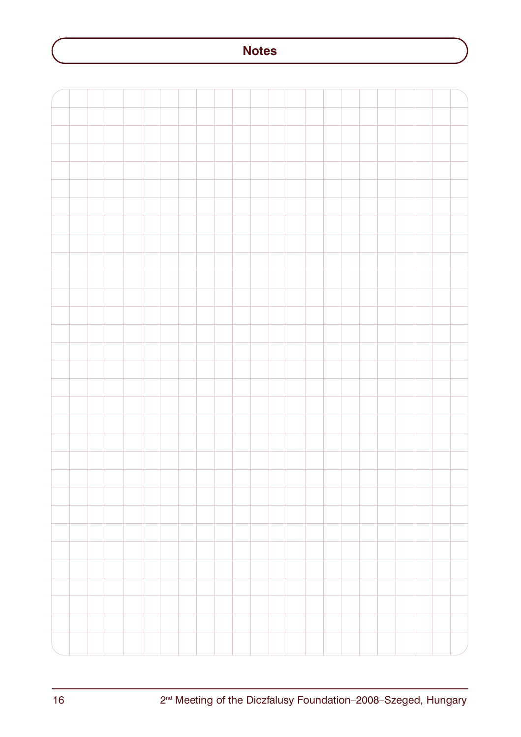## Notes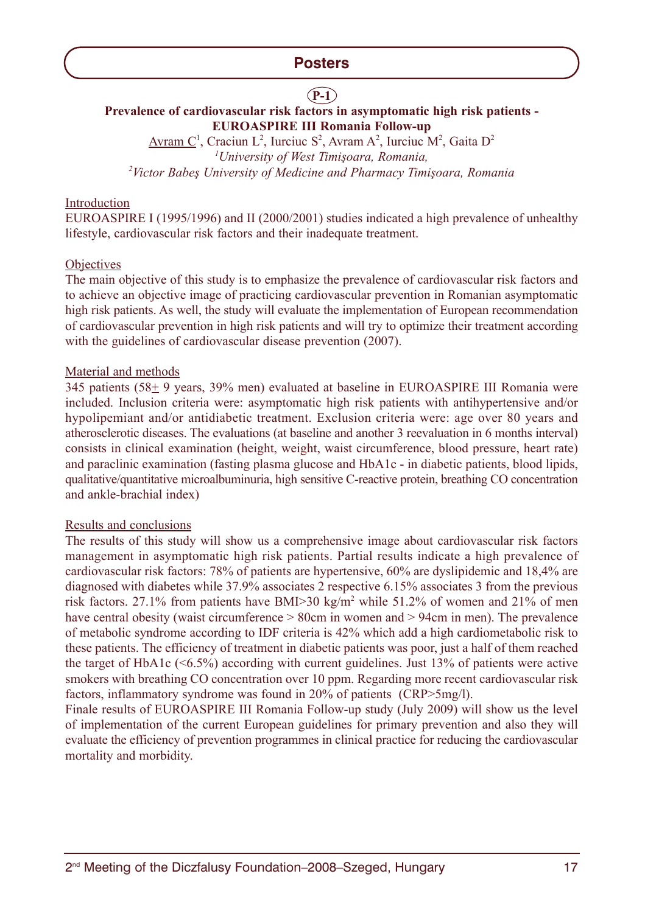## Posters

**P-1**

### Prevalence of cardiovascular risk factors in asymptomatic high risk patients - EUROASPIRE III Romania Follow-up

Avram C[1], Craciun L[2], Iurciuc S[2], Avram A[2], Iurciuc M[2], Gaita D[2]

*[1]University of West Timişoara, Romania,*
*[2]Victor Babeş University of Medicine and Pharmacy Timişoara, Romania*

Introduction

EUROASPIRE I (1995/1996) and II (2000/2001) studies indicated a high prevalence of unhealthy lifestyle, cardiovascular risk factors and their inadequate treatment.

Objectives

The main objective of this study is to emphasize the prevalence of cardiovascular risk factors and to achieve an objective image of practicing cardiovascular prevention in Romanian asymptomatic high risk patients. As well, the study will evaluate the implementation of European recommendation of cardiovascular prevention in high risk patients and will try to optimize their treatment according with the guidelines of cardiovascular disease prevention (2007).

Material and methods

345 patients (58± 9 years, 39% men) evaluated at baseline in EUROASPIRE III Romania were included. Inclusion criteria were: asymptomatic high risk patients with antihypertensive and/or hypolipemiant and/or antidiabetic treatment. Exclusion criteria were: age over 80 years and atherosclerotic diseases. The evaluations (at baseline and another 3 reevaluation in 6 months interval) consists in clinical examination (height, weight, waist circumference, blood pressure, heart rate) and paraclinic examination (fasting plasma glucose and HbA1c - in diabetic patients, blood lipids, qualitative/quantitative microalbuminuria, high sensitive C-reactive protein, breathing CO concentration and ankle-brachial index)

Results and conclusions

The results of this study will show us a comprehensive image about cardiovascular risk factors management in asymptomatic high risk patients. Partial results indicate a high prevalence of cardiovascular risk factors: 78% of patients are hypertensive, 60% are dyslipidemic and 18,4% are diagnosed with diabetes while 37.9% associates 2 respective 6.15% associates 3 from the previous risk factors. 27.1% from patients have BMI>30 kg/m$^2$ while 51.2% of women and 21% of men have central obesity (waist circumference > 80cm in women and > 94cm in men). The prevalence of metabolic syndrome according to IDF criteria is 42% which add a high cardiometabolic risk to these patients. The efficiency of treatment in diabetic patients was poor, just a half of them reached the target of HbA1c (<6.5%) according with current guidelines. Just 13% of patients were active smokers with breathing CO concentration over 10 ppm. Regarding more recent cardiovascular risk factors, inflammatory syndrome was found in 20% of patients (CRP>5mg/l).

Finale results of EUROASPIRE III Romania Follow-up study (July 2009) will show us the level of implementation of the current European guidelines for primary prevention and also they will evaluate the efficiency of prevention programmes in clinical practice for reducing the cardiovascular mortality and morbidity.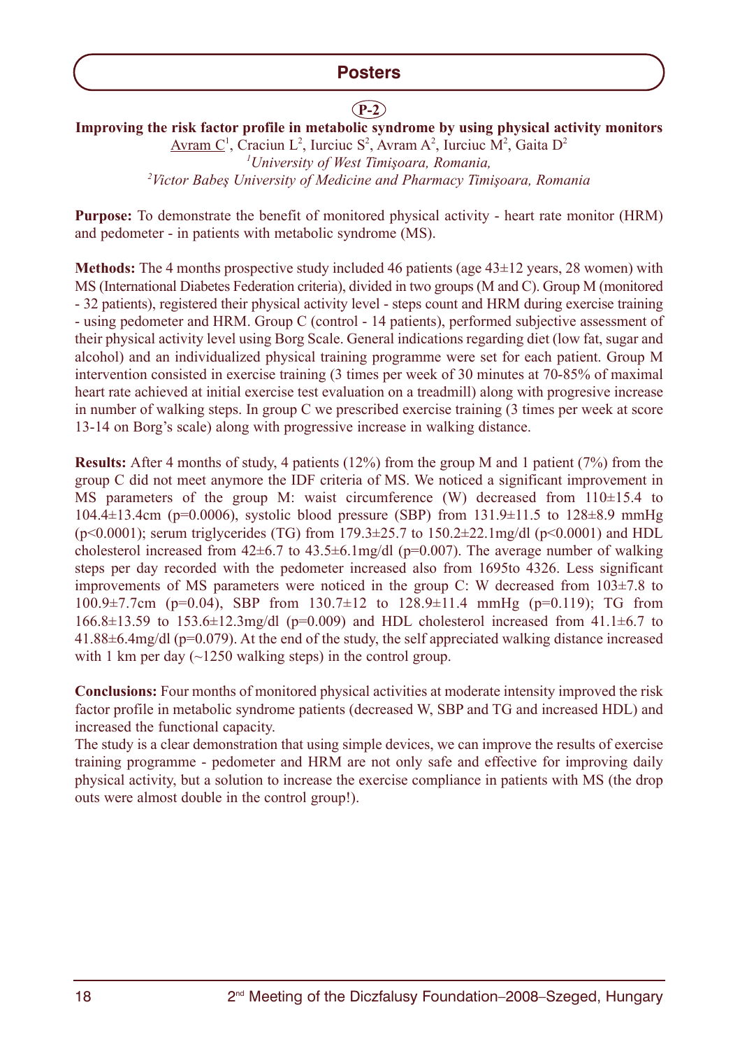## Posters

**P-2**

### Improving the risk factor profile in metabolic syndrome by using physical activity monitors

Avram C[1], Craciun L[2], Iurciuc S[2], Avram A[2], Iurciuc M[2], Gaita D[2]

[1]*University of West Timişoara, Romania,*
[2]*Victor Babeş University of Medicine and Pharmacy Timişoara, Romania*

**Purpose:** To demonstrate the benefit of monitored physical activity - heart rate monitor (HRM) and pedometer - in patients with metabolic syndrome (MS).

**Methods:** The 4 months prospective study included 46 patients (age 43±12 years, 28 women) with MS (International Diabetes Federation criteria), divided in two groups (M and C). Group M (monitored - 32 patients), registered their physical activity level - steps count and HRM during exercise training - using pedometer and HRM. Group C (control - 14 patients), performed subjective assessment of their physical activity level using Borg Scale. General indications regarding diet (low fat, sugar and alcohol) and an individualized physical training programme were set for each patient. Group M intervention consisted in exercise training (3 times per week of 30 minutes at 70-85% of maximal heart rate achieved at initial exercise test evaluation on a treadmill) along with progresive increase in number of walking steps. In group C we prescribed exercise training (3 times per week at score 13-14 on Borg's scale) along with progressive increase in walking distance.

**Results:** After 4 months of study, 4 patients (12%) from the group M and 1 patient (7%) from the group C did not meet anymore the IDF criteria of MS. We noticed a significant improvement in MS parameters of the group M: waist circumference (W) decreased from 110±15.4 to 104.4±13.4cm ($p=0.0006$), systolic blood pressure (SBP) from 131.9±11.5 to 128±8.9 mmHg ($p<0.0001$); serum triglycerides (TG) from 179.3±25.7 to 150.2±22.1mg/dl ($p<0.0001$) and HDL cholesterol increased from 42±6.7 to 43.5±6.1mg/dl ($p=0.007$). The average number of walking steps per day recorded with the pedometer increased also from 1695to 4326. Less significant improvements of MS parameters were noticed in the group C: W decreased from 103±7.8 to 100.9±7.7cm ($p=0.04$), SBP from 130.7±12 to 128.9±11.4 mmHg ($p=0.119$); TG from 166.8±13.59 to 153.6±12.3mg/dl ($p=0.009$) and HDL cholesterol increased from 41.1±6.7 to 41.88±6.4mg/dl ($p=0.079$). At the end of the study, the self appreciated walking distance increased with 1 km per day (~1250 walking steps) in the control group.

**Conclusions:** Four months of monitored physical activities at moderate intensity improved the risk factor profile in metabolic syndrome patients (decreased W, SBP and TG and increased HDL) and increased the functional capacity.

The study is a clear demonstration that using simple devices, we can improve the results of exercise training programme - pedometer and HRM are not only safe and effective for improving daily physical activity, but a solution to increase the exercise compliance in patients with MS (the drop outs were almost double in the control group!).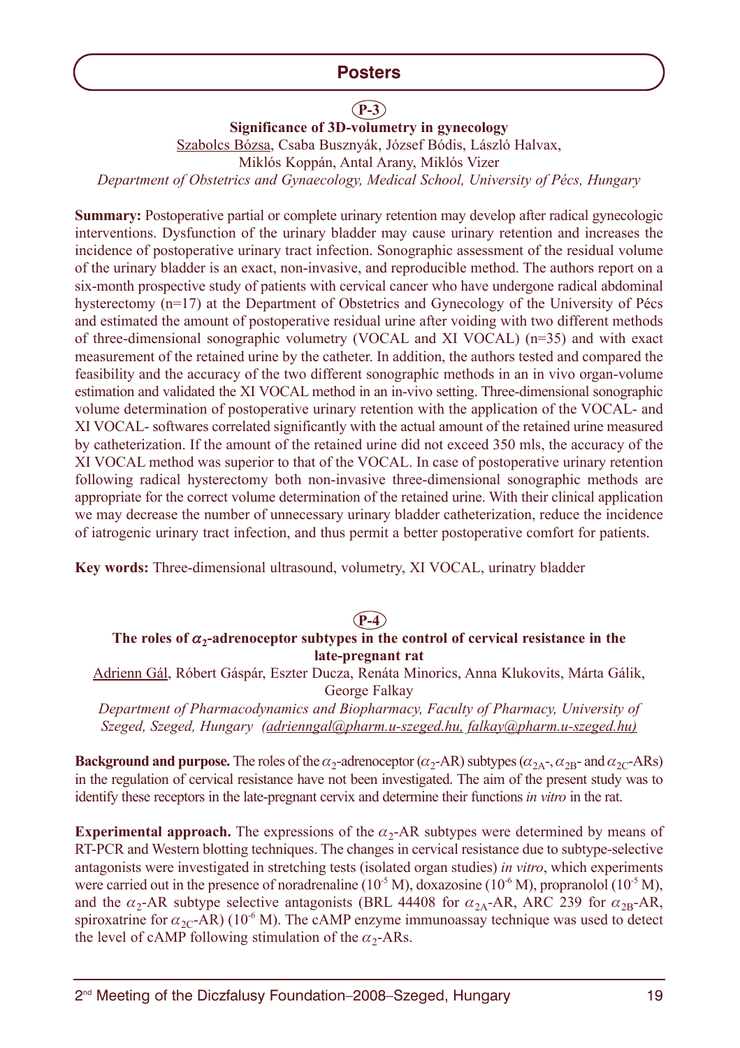## Posters

### P-3

**Significance of 3D-volumetry in gynecology**

Szabolcs Bózsa, Csaba Busznyák, József Bódis, László Halvax, Miklós Koppán, Antal Arany, Miklós Vizer

*Department of Obstetrics and Gynaecology, Medical School, University of Pécs, Hungary*

**Summary:** Postoperative partial or complete urinary retention may develop after radical gynecologic interventions. Dysfunction of the urinary bladder may cause urinary retention and increases the incidence of postoperative urinary tract infection. Sonographic assessment of the residual volume of the urinary bladder is an exact, non-invasive, and reproducible method. The authors report on a six-month prospective study of patients with cervical cancer who have undergone radical abdominal hysterectomy (n=17) at the Department of Obstetrics and Gynecology of the University of Pécs and estimated the amount of postoperative residual urine after voiding with two different methods of three-dimensional sonographic volumetry (VOCAL and XI VOCAL) (n=35) and with exact measurement of the retained urine by the catheter. In addition, the authors tested and compared the feasibility and the accuracy of the two different sonographic methods in an in vivo organ-volume estimation and validated the XI VOCAL method in an in-vivo setting. Three-dimensional sonographic volume determination of postoperative urinary retention with the application of the VOCAL- and XI VOCAL- softwares correlated significantly with the actual amount of the retained urine measured by catheterization. If the amount of the retained urine did not exceed 350 mls, the accuracy of the XI VOCAL method was superior to that of the VOCAL. In case of postoperative urinary retention following radical hysterectomy both non-invasive three-dimensional sonographic methods are appropriate for the correct volume determination of the retained urine. With their clinical application we may decrease the number of unnecessary urinary bladder catheterization, reduce the incidence of iatrogenic urinary tract infection, and thus permit a better postoperative comfort for patients.

**Key words:** Three-dimensional ultrasound, volumetry, XI VOCAL, urinatry bladder

### P-4

**The roles of $\alpha_2$-adrenoceptor subtypes in the control of cervical resistance in the late-pregnant rat**

Adrienn Gál, Róbert Gáspár, Eszter Ducza, Renáta Minorics, Anna Klukovits, Márta Gálik, George Falkay

*Department of Pharmacodynamics and Biopharmacy, Faculty of Pharmacy, University of Szeged, Szeged, Hungary (adrienngal@pharm.u-szeged.hu, falkay@pharm.u-szeged.hu)*

**Background and purpose.** The roles of the $\alpha_2$-adrenoceptor ($\alpha_2$-AR) subtypes ($\alpha_{2A}$-, $\alpha_{2B}$- and $\alpha_{2C}$-ARs) in the regulation of cervical resistance have not been investigated. The aim of the present study was to identify these receptors in the late-pregnant cervix and determine their functions *in vitro* in the rat.

**Experimental approach.** The expressions of the $\alpha_2$-AR subtypes were determined by means of RT-PCR and Western blotting techniques. The changes in cervical resistance due to subtype-selective antagonists were investigated in stretching tests (isolated organ studies) *in vitro*, which experiments were carried out in the presence of noradrenaline ($10^{-5}$ M), doxazosine ($10^{-6}$ M), propranolol ($10^{-5}$ M), and the $\alpha_2$-AR subtype selective antagonists (BRL 44408 for $\alpha_{2A}$-AR, ARC 239 for $\alpha_{2B}$-AR, spiroxatrine for $\alpha_{2C}$-AR) ($10^{-6}$ M). The cAMP enzyme immunoassay technique was used to detect the level of cAMP following stimulation of the $\alpha_2$-ARs.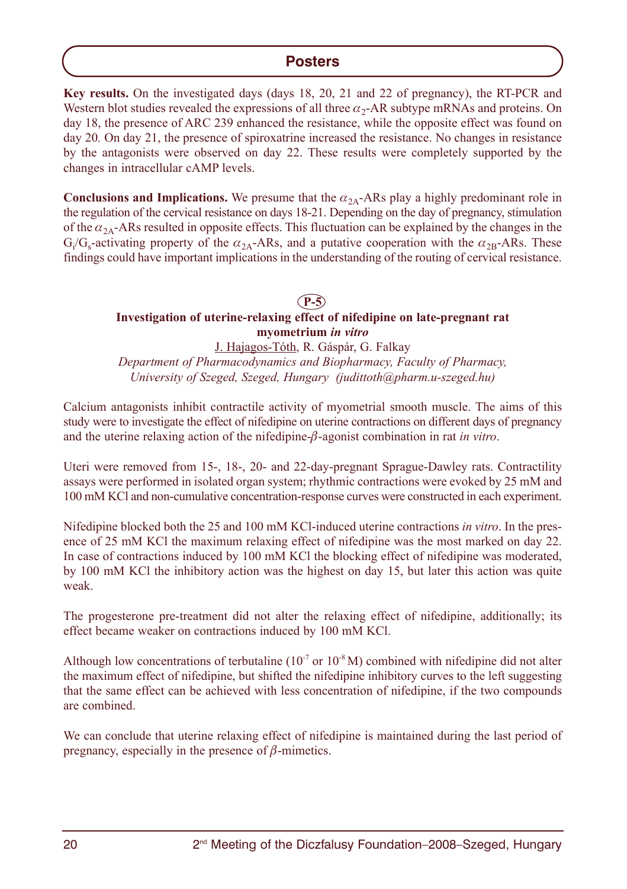**Key results.** On the investigated days (days 18, 20, 21 and 22 of pregnancy), the RT-PCR and Western blot studies revealed the expressions of all three $\alpha_2$-AR subtype mRNAs and proteins. On day 18, the presence of ARC 239 enhanced the resistance, while the opposite effect was found on day 20*.* On day 21, the presence of spiroxatrine increased the resistance. No changes in resistance by the antagonists were observed on day 22. These results were completely supported by the changes in intracellular cAMP levels.

**Conclusions and Implications.** We presume that the $\alpha_{2A}$-ARs play a highly predominant role in the regulation of the cervical resistance on days 18-21. Depending on the day of pregnancy, stimulation of the $\alpha_{2A}$-ARs resulted in opposite effects. This fluctuation can be explained by the changes in the $G_i/G_s$-activating property of the $\alpha_{2A}$-ARs, and a putative cooperation with the $\alpha_{2B}$-ARs. These findings could have important implications in the understanding of the routing of cervical resistance.

**P-5**

**Investigation of uterine-relaxing effect of nifedipine on late-pregnant rat myometrium *in vitro***

J. Hajagos-Tóth, R. Gáspár, G. Falkay

*Department of Pharmacodynamics and Biopharmacy, Faculty of Pharmacy, University of Szeged, Szeged, Hungary (judittoth@pharm.u-szeged.hu)*

Calcium antagonists inhibit contractile activity of myometrial smooth muscle. The aims of this study were to investigate the effect of nifedipine on uterine contractions on different days of pregnancy and the uterine relaxing action of the nifedipine-$\beta$-agonist combination in rat *in vitro*.

Uteri were removed from 15-, 18-, 20- and 22-day-pregnant Sprague-Dawley rats. Contractility assays were performed in isolated organ system; rhythmic contractions were evoked by 25 mM and 100 mM KCl and non-cumulative concentration-response curves were constructed in each experiment.

Nifedipine blocked both the 25 and 100 mM KCl-induced uterine contractions *in vitro*. In the presence of 25 mM KCl the maximum relaxing effect of nifedipine was the most marked on day 22. In case of contractions induced by 100 mM KCl the blocking effect of nifedipine was moderated, by 100 mM KCl the inhibitory action was the highest on day 15, but later this action was quite weak.

The progesterone pre-treatment did not alter the relaxing effect of nifedipine, additionally; its effect became weaker on contractions induced by 100 mM KCl.

Although low concentrations of terbutaline ($10^{-7}$ or $10^{-8}$ M) combined with nifedipine did not alter the maximum effect of nifedipine, but shifted the nifedipine inhibitory curves to the left suggesting that the same effect can be achieved with less concentration of nifedipine, if the two compounds are combined.

We can conclude that uterine relaxing effect of nifedipine is maintained during the last period of pregnancy, especially in the presence of $\beta$-mimetics.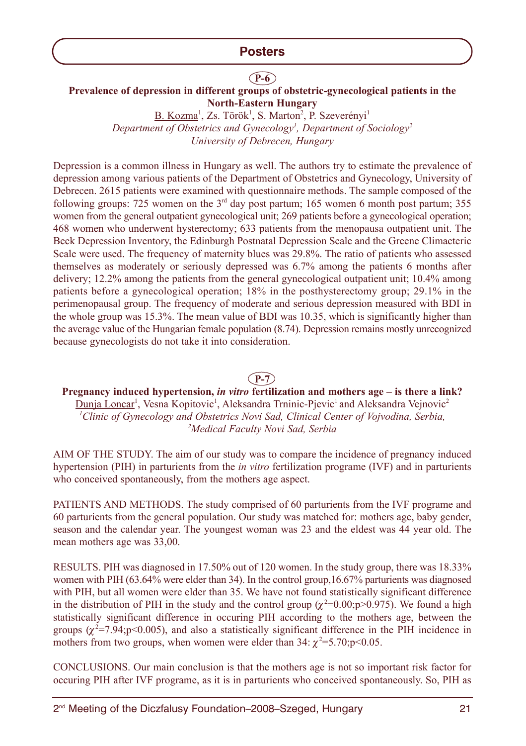## Posters

### P-6

**Prevalence of depression in different groups of obstetric-gynecological patients in the North-Eastern Hungary**

B. Kozma[1], Zs. Török[1], S. Marton[2], P. Szeverényi[1]

*Department of Obstetrics and Gynecology[1], Department of Sociology[2]*
*University of Debrecen, Hungary*

Depression is a common illness in Hungary as well. The authors try to estimate the prevalence of depression among various patients of the Department of Obstetrics and Gynecology, University of Debrecen. 2615 patients were examined with questionnaire methods. The sample composed of the following groups: 725 women on the 3rd day post partum; 165 women 6 month post partum; 355 women from the general outpatient gynecological unit; 269 patients before a gynecological operation; 468 women who underwent hysterectomy; 633 patients from the menopausa outpatient unit. The Beck Depression Inventory, the Edinburgh Postnatal Depression Scale and the Greene Climacteric Scale were used. The frequency of maternity blues was 29.8%. The ratio of patients who assessed themselves as moderately or seriously depressed was 6.7% among the patients 6 months after delivery; 12.2% among the patients from the general gynecological outpatient unit; 10.4% among patients before a gynecological operation; 18% in the posthysterectomy group; 29.1% in the perimenopausal group. The frequency of moderate and serious depression measured with BDI in the whole group was 15.3%. The mean value of BDI was 10.35, which is significantly higher than the average value of the Hungarian female population (8.74). Depression remains mostly unrecognized because gynecologists do not take it into consideration.

### P-7

**Pregnancy induced hypertension, *in vitro* fertilization and mothers age – is there a link?**

Dunja Loncar[1], Vesna Kopitovic[1], Aleksandra Trninic-Pjevic[1] and Aleksandra Vejnovic[2]

*[1]Clinic of Gynecology and Obstetrics Novi Sad, Clinical Center of Vojvodina, Serbia,*
*[2]Medical Faculty Novi Sad, Serbia*

AIM OF THE STUDY. The aim of our study was to compare the incidence of pregnancy induced hypertension (PIH) in parturients from the *in vitro* fertilization programe (IVF) and in parturients who conceived spontaneously, from the mothers age aspect.

PATIENTS AND METHODS. The study comprised of 60 parturients from the IVF programe and 60 parturients from the general population. Our study was matched for: mothers age, baby gender, season and the calendar year. The youngest woman was 23 and the eldest was 44 year old. The mean mothers age was 33,00.

RESULTS. PIH was diagnosed in 17.50% out of 120 women. In the study group, there was 18.33% women with PIH (63.64% were elder than 34). In the control group,16.67% parturients was diagnosed with PIH, but all women were elder than 35. We have not found statistically significant difference in the distribution of PIH in the study and the control group ($\chi^2$=0.00;p>0.975). We found a high statistically significant difference in occuring PIH according to the mothers age, between the groups ($\chi^2$=7.94;p<0.005), and also a statistically significant difference in the PIH incidence in mothers from two groups, when women were elder than 34: $\chi^2$=5.70;p<0.05.

CONCLUSIONS. Our main conclusion is that the mothers age is not so important risk factor for occuring PIH after IVF programe, as it is in parturients who conceived spontaneously. So, PIH as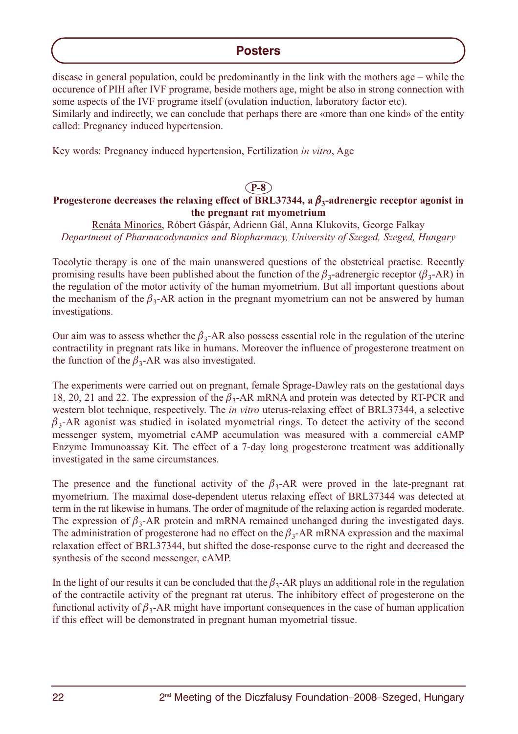disease in general population, could be predominantly in the link with the mothers age – while the occurence of PIH after IVF programe, beside mothers age, might be also in strong connection with some aspects of the IVF programe itself (ovulation induction, laboratory factor etc).
Similarly and indirectly, we can conclude that perhaps there are «more than one kind» of the entity called: Pregnancy induced hypertension.

Key words: Pregnancy induced hypertension, Fertilization *in vitro*, Age

P-8

**Progesterone decreases the relaxing effect of BRL37344, a $\beta_3$-adrenergic receptor agonist in the pregnant rat myometrium**

Renáta Minorics, Róbert Gáspár, Adrienn Gál, Anna Klukovits, George Falkay
*Department of Pharmacodynamics and Biopharmacy, University of Szeged, Szeged, Hungary*

Tocolytic therapy is one of the main unanswered questions of the obstetrical practise. Recently promising results have been published about the function of the $\beta_3$-adrenergic receptor ($\beta_3$-AR) in the regulation of the motor activity of the human myometrium. But all important questions about the mechanism of the $\beta_3$-AR action in the pregnant myometrium can not be answered by human investigations.

Our aim was to assess whether the $\beta_3$-AR also possess essential role in the regulation of the uterine contractility in pregnant rats like in humans. Moreover the influence of progesterone treatment on the function of the $\beta_3$-AR was also investigated.

The experiments were carried out on pregnant, female Sprage-Dawley rats on the gestational days 18, 20, 21 and 22. The expression of the $\beta_3$-AR mRNA and protein was detected by RT-PCR and western blot technique, respectively. The *in vitro* uterus-relaxing effect of BRL37344, a selective $\beta_3$-AR agonist was studied in isolated myometrial rings. To detect the activity of the second messenger system, myometrial cAMP accumulation was measured with a commercial cAMP Enzyme Immunoassay Kit. The effect of a 7-day long progesterone treatment was additionally investigated in the same circumstances.

The presence and the functional activity of the $\beta_3$-AR were proved in the late-pregnant rat myometrium. The maximal dose-dependent uterus relaxing effect of BRL37344 was detected at term in the rat likewise in humans. The order of magnitude of the relaxing action is regarded moderate. The expression of $\beta_3$-AR protein and mRNA remained unchanged during the investigated days. The administration of progesterone had no effect on the $\beta_3$-AR mRNA expression and the maximal relaxation effect of BRL37344, but shifted the dose-response curve to the right and decreased the synthesis of the second messenger, cAMP.

In the light of our results it can be concluded that the $\beta_3$-AR plays an additional role in the regulation of the contractile activity of the pregnant rat uterus. The inhibitory effect of progesterone on the functional activity of $\beta_3$-AR might have important consequences in the case of human application if this effect will be demonstrated in pregnant human myometrial tissue.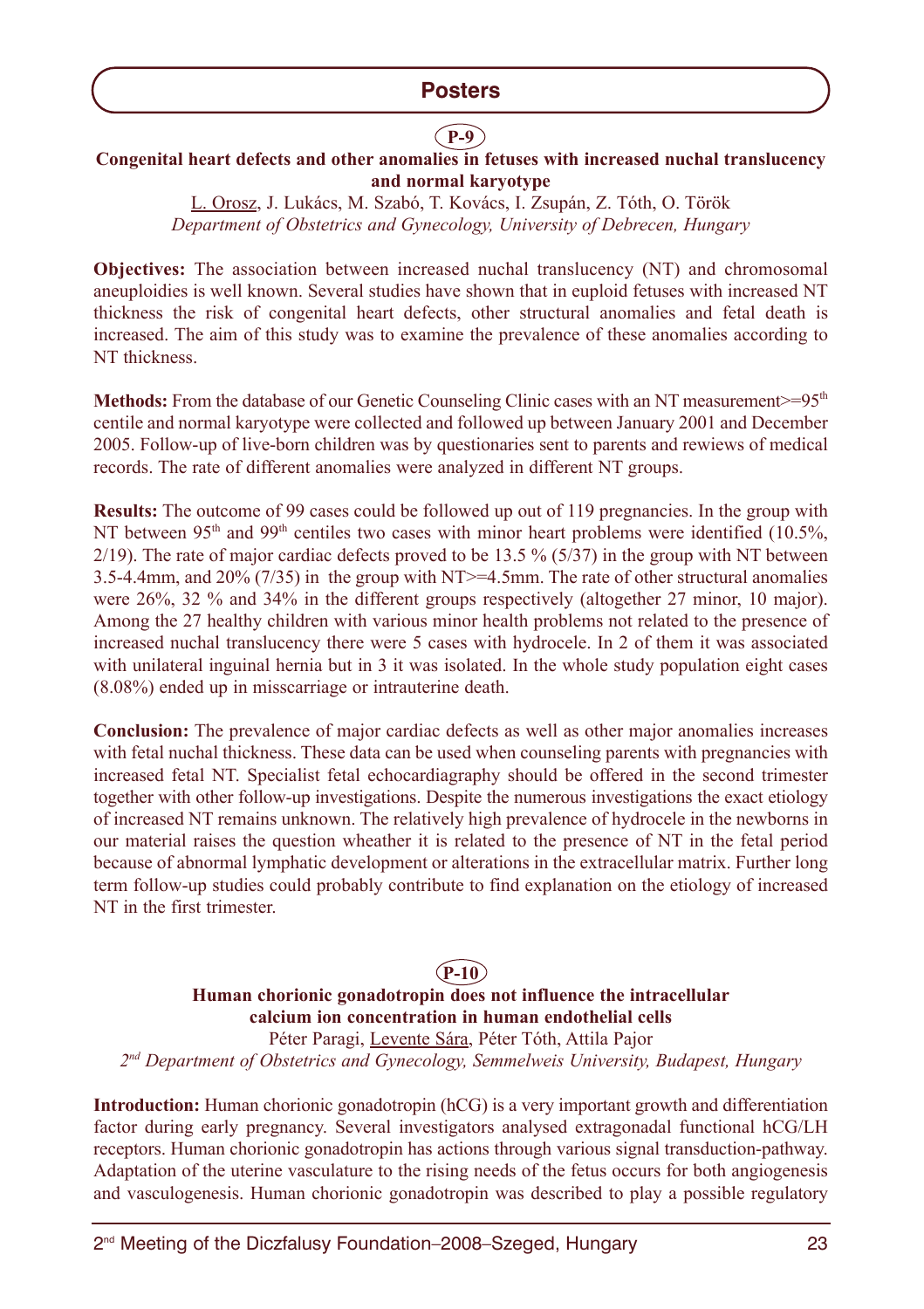## Posters

### P-9

### Congenital heart defects and other anomalies in fetuses with increased nuchal translucency and normal karyotype

L. Orosz, J. Lukács, M. Szabó, T. Kovács, I. Zsupán, Z. Tóth, O. Török

*Department of Obstetrics and Gynecology, University of Debrecen, Hungary*

**Objectives:** The association between increased nuchal translucency (NT) and chromosomal aneuploidies is well known. Several studies have shown that in euploid fetuses with increased NT thickness the risk of congenital heart defects, other structural anomalies and fetal death is increased. The aim of this study was to examine the prevalence of these anomalies according to NT thickness.

**Methods:** From the database of our Genetic Counseling Clinic cases with an NT measurement>=95th centile and normal karyotype were collected and followed up between January 2001 and December 2005. Follow-up of live-born children was by questionaries sent to parents and rewiews of medical records. The rate of different anomalies were analyzed in different NT groups.

**Results:** The outcome of 99 cases could be followed up out of 119 pregnancies. In the group with NT between 95th and 99th centiles two cases with minor heart problems were identified (10.5%, 2/19). The rate of major cardiac defects proved to be 13.5 % (5/37) in the group with NT between 3.5-4.4mm, and 20% (7/35) in the group with NT>=4.5mm. The rate of other structural anomalies were 26%, 32 % and 34% in the different groups respectively (altogether 27 minor, 10 major). Among the 27 healthy children with various minor health problems not related to the presence of increased nuchal translucency there were 5 cases with hydrocele. In 2 of them it was associated with unilateral inguinal hernia but in 3 it was isolated. In the whole study population eight cases (8.08%) ended up in misscarriage or intrauterine death.

**Conclusion:** The prevalence of major cardiac defects as well as other major anomalies increases with fetal nuchal thickness. These data can be used when counseling parents with pregnancies with increased fetal NT. Specialist fetal echocardiagraphy should be offered in the second trimester together with other follow-up investigations. Despite the numerous investigations the exact etiology of increased NT remains unknown. The relatively high prevalence of hydrocele in the newborns in our material raises the question wheather it is related to the presence of NT in the fetal period because of abnormal lymphatic development or alterations in the extracellular matrix. Further long term follow-up studies could probably contribute to find explanation on the etiology of increased NT in the first trimester.

### P-10

### Human chorionic gonadotropin does not influence the intracellular calcium ion concentration in human endothelial cells

Péter Paragi, Levente Sára, Péter Tóth, Attila Pajor

*2nd Department of Obstetrics and Gynecology, Semmelweis University, Budapest, Hungary*

**Introduction:** Human chorionic gonadotropin (hCG) is a very important growth and differentiation factor during early pregnancy. Several investigators analysed extragonadal functional hCG/LH receptors. Human chorionic gonadotropin has actions through various signal transduction-pathway. Adaptation of the uterine vasculature to the rising needs of the fetus occurs for both angiogenesis and vasculogenesis. Human chorionic gonadotropin was described to play a possible regulatory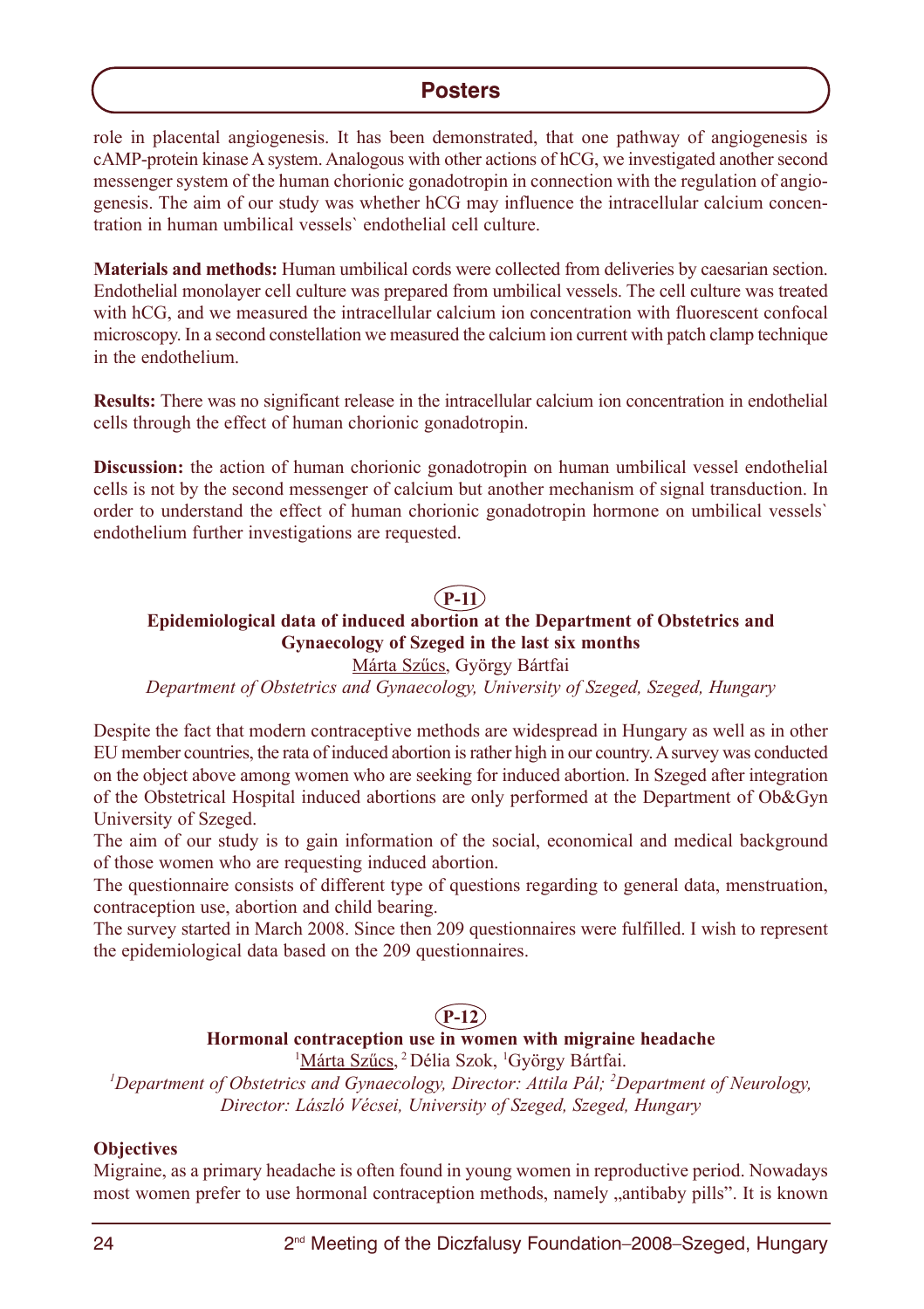role in placental angiogenesis. It has been demonstrated, that one pathway of angiogenesis is cAMP-protein kinase A system. Analogous with other actions of hCG, we investigated another second messenger system of the human chorionic gonadotropin in connection with the regulation of angiogenesis. The aim of our study was whether hCG may influence the intracellular calcium concentration in human umbilical vessels` endothelial cell culture.

**Materials and methods:** Human umbilical cords were collected from deliveries by caesarian section. Endothelial monolayer cell culture was prepared from umbilical vessels. The cell culture was treated with hCG, and we measured the intracellular calcium ion concentration with fluorescent confocal microscopy. In a second constellation we measured the calcium ion current with patch clamp technique in the endothelium.

**Results:** There was no significant release in the intracellular calcium ion concentration in endothelial cells through the effect of human chorionic gonadotropin.

**Discussion:** the action of human chorionic gonadotropin on human umbilical vessel endothelial cells is not by the second messenger of calcium but another mechanism of signal transduction. In order to understand the effect of human chorionic gonadotropin hormone on umbilical vessels` endothelium further investigations are requested.

## P-11

### Epidemiological data of induced abortion at the Department of Obstetrics and Gynaecology of Szeged in the last six months

Márta Szűcs, György Bártfai

*Department of Obstetrics and Gynaecology, University of Szeged, Szeged, Hungary*

Despite the fact that modern contraceptive methods are widespread in Hungary as well as in other EU member countries, the rata of induced abortion is rather high in our country. A survey was conducted on the object above among women who are seeking for induced abortion. In Szeged after integration of the Obstetrical Hospital induced abortions are only performed at the Department of Ob&Gyn University of Szeged.

The aim of our study is to gain information of the social, economical and medical background of those women who are requesting induced abortion.

The questionnaire consists of different type of questions regarding to general data, menstruation, contraception use, abortion and child bearing.

The survey started in March 2008. Since then 209 questionnaires were fulfilled. I wish to represent the epidemiological data based on the 209 questionnaires.

## P-12

### Hormonal contraception use in women with migraine headache

[1]Márta Szűcs, [2]Délia Szok, [1]György Bártfai.

*[1]Department of Obstetrics and Gynaecology, Director: Attila Pál; [2]Department of Neurology, Director: László Vécsei, University of Szeged, Szeged, Hungary*

**Objectives**

Migraine, as a primary headache is often found in young women in reproductive period. Nowadays most women prefer to use hormonal contraception methods, namely „antibaby pills". It is known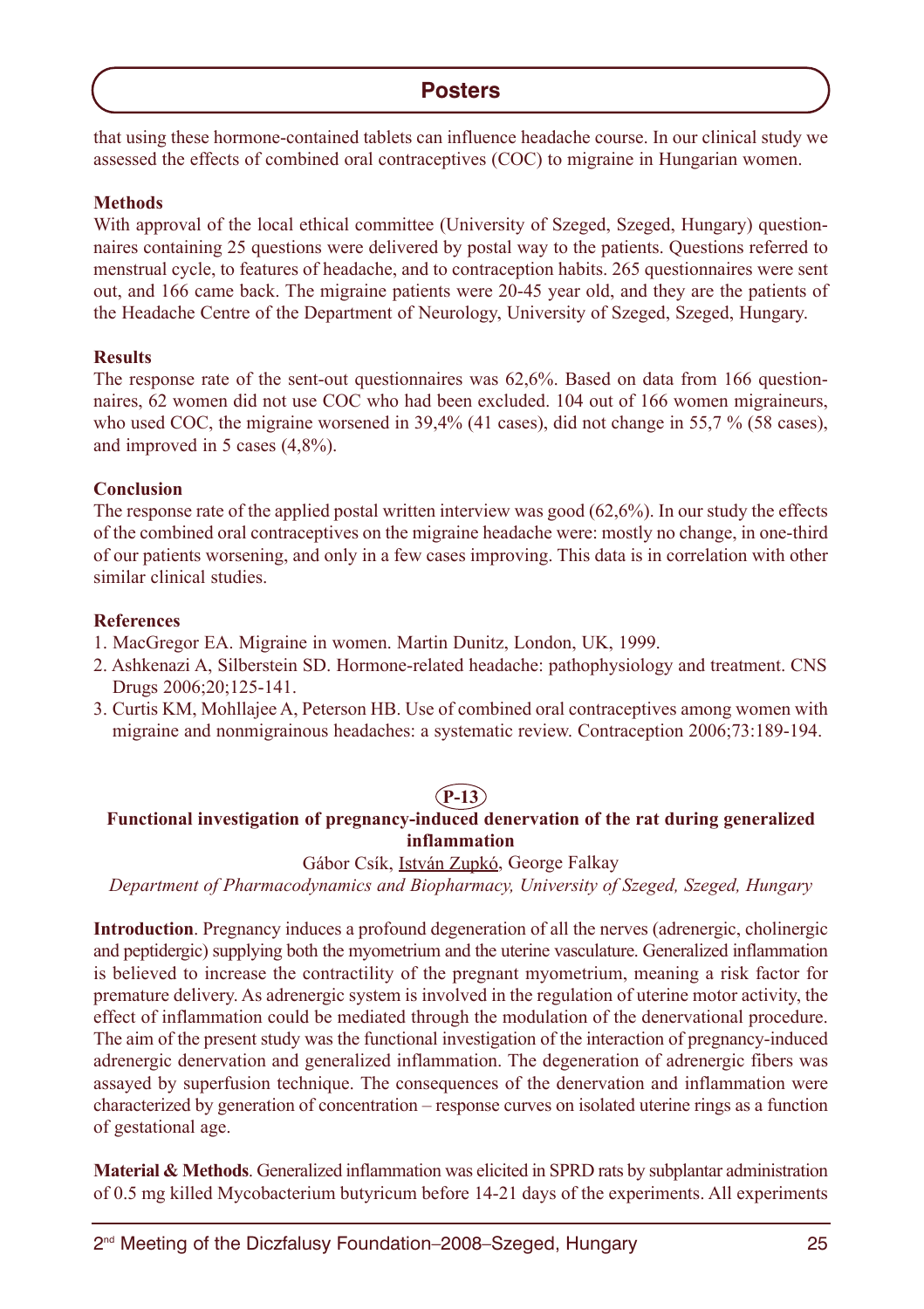that using these hormone-contained tablets can influence headache course. In our clinical study we assessed the effects of combined oral contraceptives (COC) to migraine in Hungarian women.

**Methods**

With approval of the local ethical committee (University of Szeged, Szeged, Hungary) questionnaires containing 25 questions were delivered by postal way to the patients. Questions referred to menstrual cycle, to features of headache, and to contraception habits. 265 questionnaires were sent out, and 166 came back. The migraine patients were 20-45 year old, and they are the patients of the Headache Centre of the Department of Neurology, University of Szeged, Szeged, Hungary.

**Results**

The response rate of the sent-out questionnaires was 62,6%. Based on data from 166 questionnaires, 62 women did not use COC who had been excluded. 104 out of 166 women migraineurs, who used COC, the migraine worsened in 39,4% (41 cases), did not change in 55,7 % (58 cases), and improved in 5 cases (4,8%).

**Conclusion**

The response rate of the applied postal written interview was good (62,6%). In our study the effects of the combined oral contraceptives on the migraine headache were: mostly no change, in one-third of our patients worsening, and only in a few cases improving. This data is in correlation with other similar clinical studies.

**References**

1. MacGregor EA. Migraine in women. Martin Dunitz, London, UK, 1999.
2. Ashkenazi A, Silberstein SD. Hormone-related headache: pathophysiology and treatment. CNS Drugs 2006;20;125-141.
3. Curtis KM, Mohllajee A, Peterson HB. Use of combined oral contraceptives among women with migraine and nonmigrainous headaches: a systematic review. Contraception 2006;73:189-194.

**P-13**

### Functional investigation of pregnancy-induced denervation of the rat during generalized inflammation

Gábor Csík, István Zupkó, George Falkay

*Department of Pharmacodynamics and Biopharmacy, University of Szeged, Szeged, Hungary*

**Introduction**. Pregnancy induces a profound degeneration of all the nerves (adrenergic, cholinergic and peptidergic) supplying both the myometrium and the uterine vasculature. Generalized inflammation is believed to increase the contractility of the pregnant myometrium, meaning a risk factor for premature delivery. As adrenergic system is involved in the regulation of uterine motor activity, the effect of inflammation could be mediated through the modulation of the denervational procedure. The aim of the present study was the functional investigation of the interaction of pregnancy-induced adrenergic denervation and generalized inflammation. The degeneration of adrenergic fibers was assayed by superfusion technique. The consequences of the denervation and inflammation were characterized by generation of concentration – response curves on isolated uterine rings as a function of gestational age.

**Material & Methods**. Generalized inflammation was elicited in SPRD rats by subplantar administration of 0.5 mg killed Mycobacterium butyricum before 14-21 days of the experiments. All experiments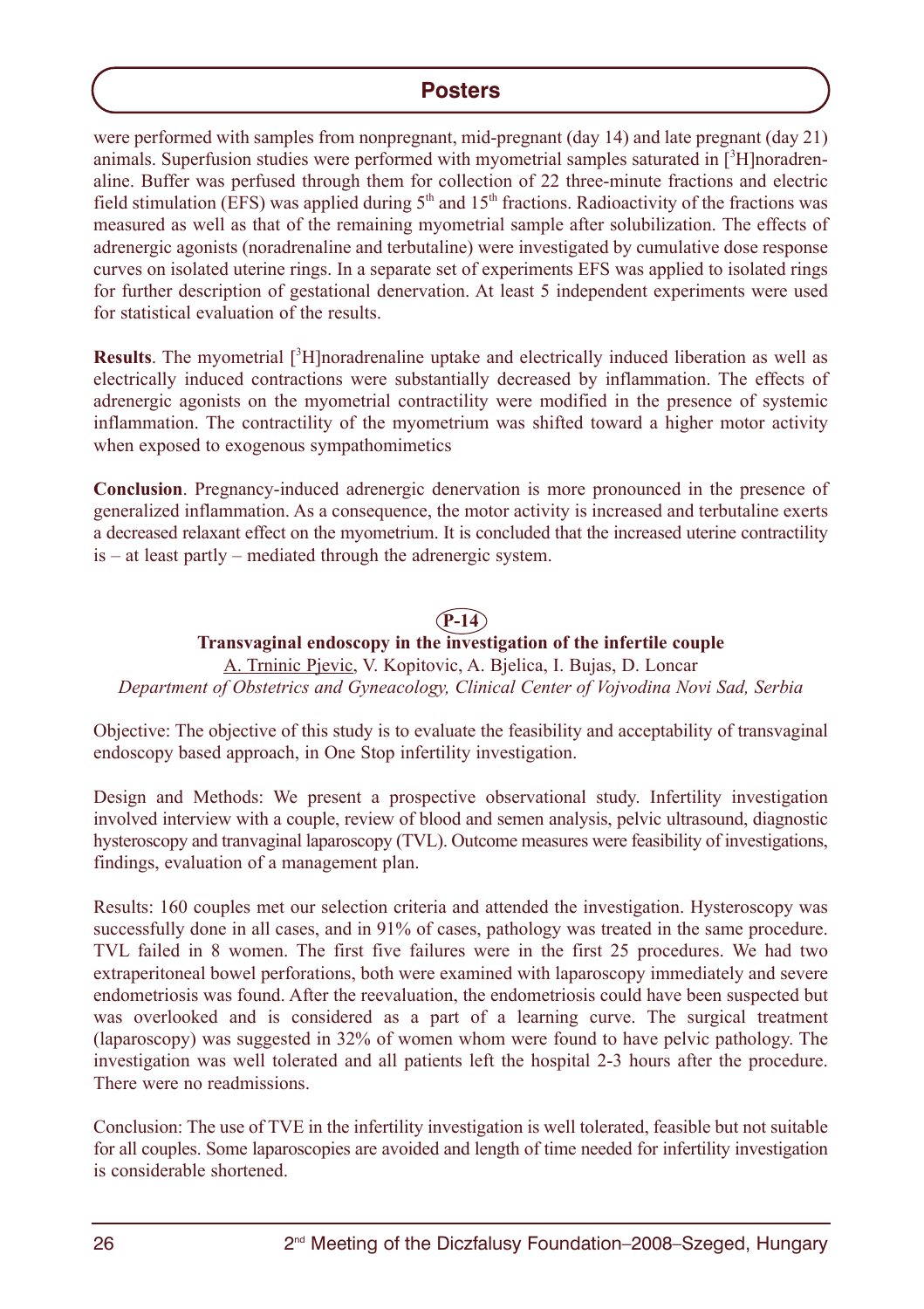were performed with samples from nonpregnant, mid-pregnant (day 14) and late pregnant (day 21) animals. Superfusion studies were performed with myometrial samples saturated in [$^3$H]noradrenaline. Buffer was perfused through them for collection of 22 three-minute fractions and electric field stimulation (EFS) was applied during 5$^{th}$ and 15$^{th}$ fractions. Radioactivity of the fractions was measured as well as that of the remaining myometrial sample after solubilization. The effects of adrenergic agonists (noradrenaline and terbutaline) were investigated by cumulative dose response curves on isolated uterine rings. In a separate set of experiments EFS was applied to isolated rings for further description of gestational denervation. At least 5 independent experiments were used for statistical evaluation of the results.

**Results**. The myometrial [$^3$H]noradrenaline uptake and electrically induced liberation as well as electrically induced contractions were substantially decreased by inflammation. The effects of adrenergic agonists on the myometrial contractility were modified in the presence of systemic inflammation. The contractility of the myometrium was shifted toward a higher motor activity when exposed to exogenous sympathomimetics

**Conclusion**. Pregnancy-induced adrenergic denervation is more pronounced in the presence of generalized inflammation. As a consequence, the motor activity is increased and terbutaline exerts a decreased relaxant effect on the myometrium. It is concluded that the increased uterine contractility is – at least partly – mediated through the adrenergic system.

## P-14

### Transvaginal endoscopy in the investigation of the infertile couple

A. Trninic Pjevic, V. Kopitovic, A. Bjelica, I. Bujas, D. Loncar

*Department of Obstetrics and Gyneacology, Clinical Center of Vojvodina Novi Sad, Serbia*

Objective: The objective of this study is to evaluate the feasibility and acceptability of transvaginal endoscopy based approach, in One Stop infertility investigation.

Design and Methods: We present a prospective observational study. Infertility investigation involved interview with a couple, review of blood and semen analysis, pelvic ultrasound, diagnostic hysteroscopy and tranvaginal laparoscopy (TVL). Outcome measures were feasibility of investigations, findings, evaluation of a management plan.

Results: 160 couples met our selection criteria and attended the investigation. Hysteroscopy was successfully done in all cases, and in 91% of cases, pathology was treated in the same procedure. TVL failed in 8 women. The first five failures were in the first 25 procedures. We had two extraperitoneal bowel perforations, both were examined with laparoscopy immediately and severe endometriosis was found. After the reevaluation, the endometriosis could have been suspected but was overlooked and is considered as a part of a learning curve. The surgical treatment (laparoscopy) was suggested in 32% of women whom were found to have pelvic pathology. The investigation was well tolerated and all patients left the hospital 2-3 hours after the procedure. There were no readmissions.

Conclusion: The use of TVE in the infertility investigation is well tolerated, feasible but not suitable for all couples. Some laparoscopies are avoided and length of time needed for infertility investigation is considerable shortened.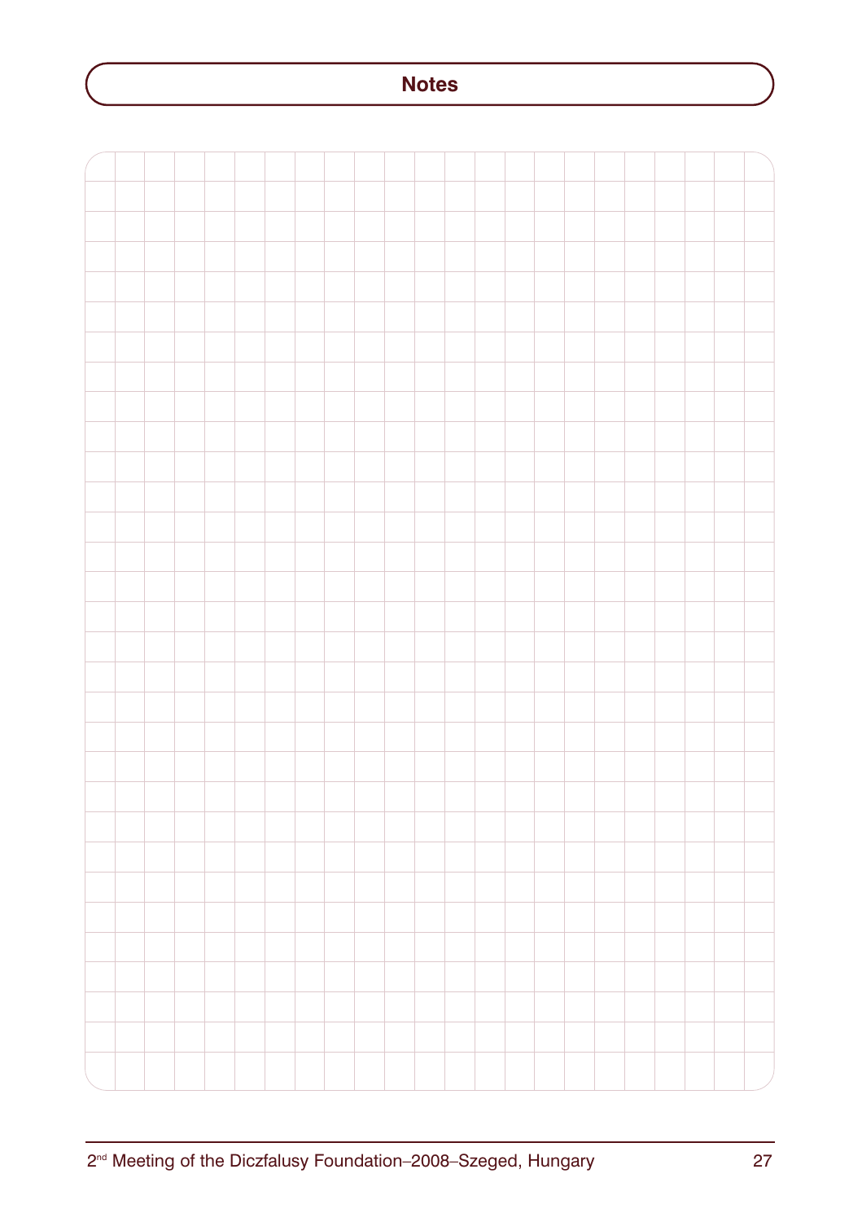# Notes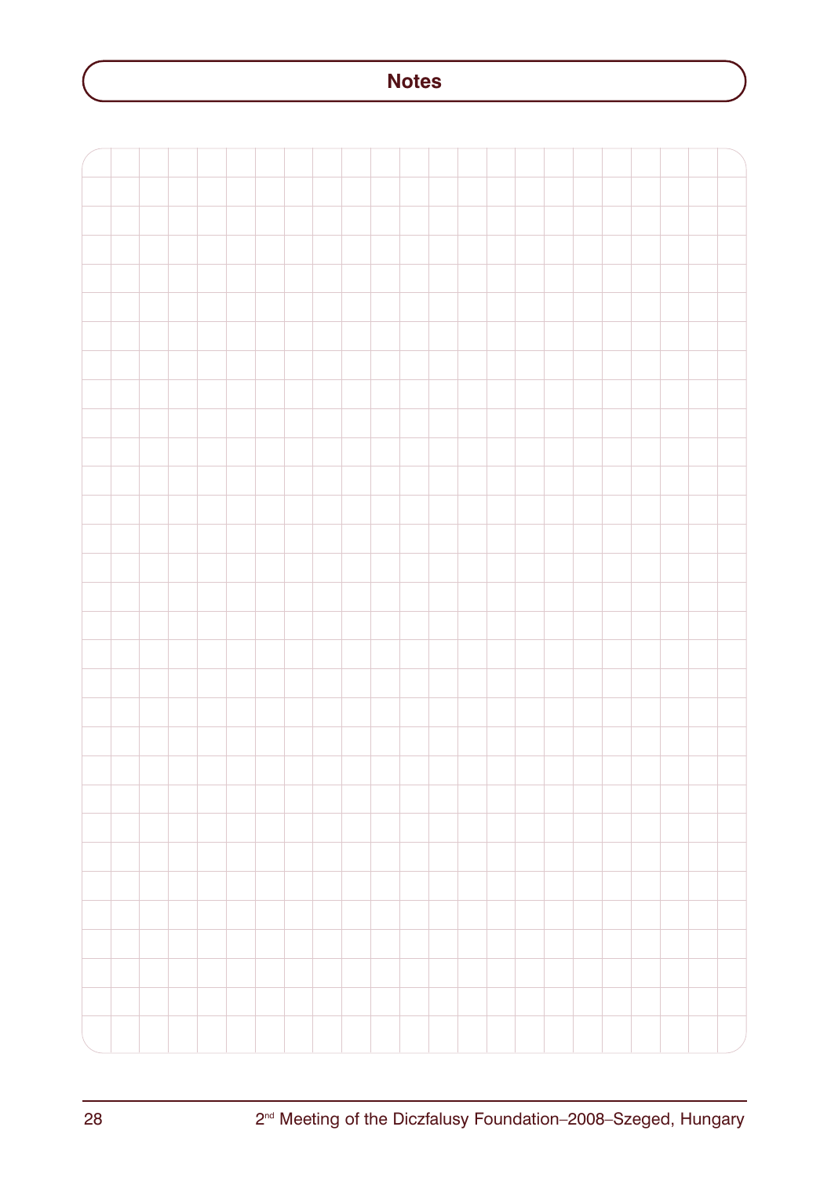# Notes